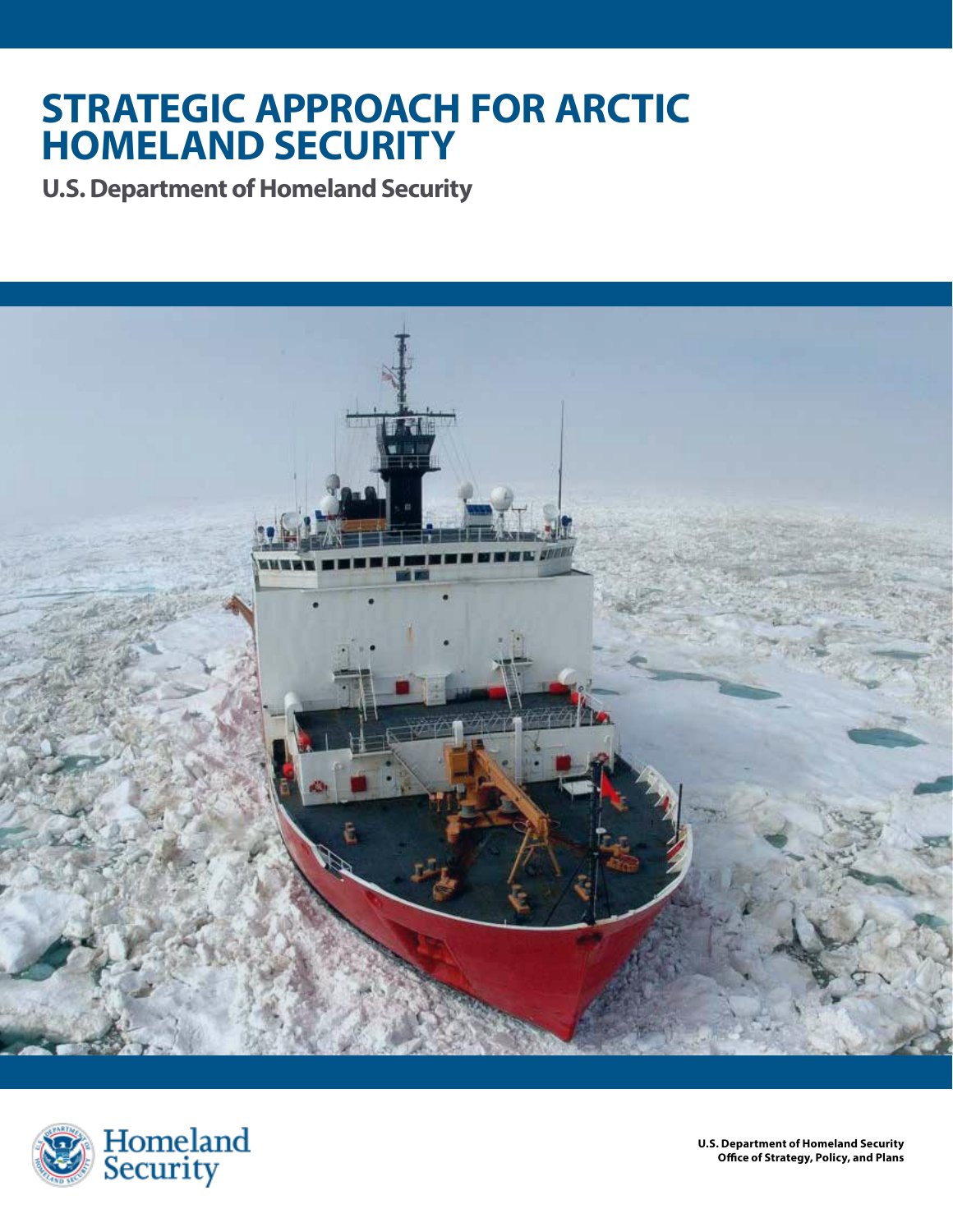# STRATEGIC APPROACH FOR ARCTIC HOMELAND SECURITY

**U.S. Department of Homeland Security**

Homeland Security

**U.S. Department of Homeland Security**
**Office of Strategy, Policy, and Plans**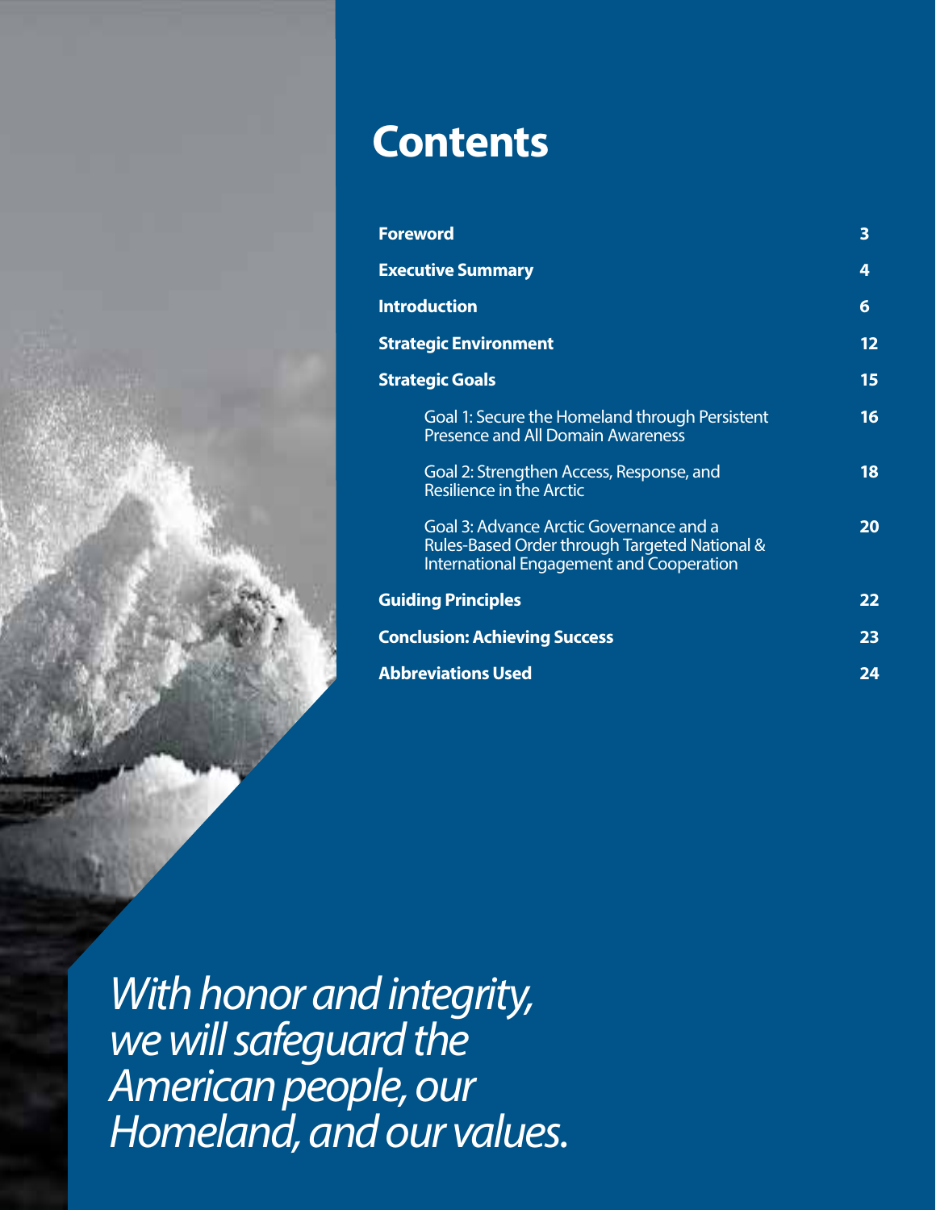# Contents

| | |
|---|---|
| **Foreword** | **3** |
| **Executive Summary** | **4** |
| **Introduction** | **6** |
| **Strategic Environment** | **12** |
| **Strategic Goals** | **15** |
| Goal 1: Secure the Homeland through Persistent Presence and All Domain Awareness | **16** |
| Goal 2: Strengthen Access, Response, and Resilience in the Arctic | **18** |
| Goal 3: Advance Arctic Governance and a Rules-Based Order through Targeted National & International Engagement and Cooperation | **20** |
| **Guiding Principles** | **22** |
| **Conclusion: Achieving Success** | **23** |
| **Abbreviations Used** | **24** |

*With honor and integrity, we will safeguard the American people, our Homeland, and our values.*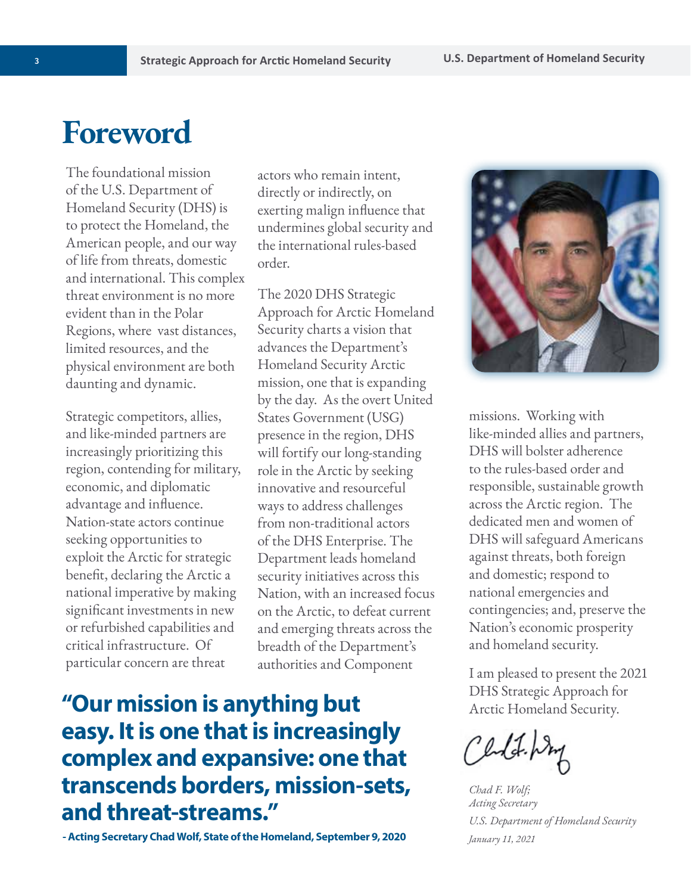# Foreword

The foundational mission of the U.S. Department of Homeland Security (DHS) is to protect the Homeland, the American people, and our way of life from threats, domestic and international. This complex threat environment is no more evident than in the Polar Regions, where vast distances, limited resources, and the physical environment are both daunting and dynamic.

Strategic competitors, allies, and like-minded partners are increasingly prioritizing this region, contending for military, economic, and diplomatic advantage and influence. Nation-state actors continue seeking opportunities to exploit the Arctic for strategic benefit, declaring the Arctic a national imperative by making significant investments in new or refurbished capabilities and critical infrastructure. Of particular concern are threat actors who remain intent, directly or indirectly, on exerting malign influence that undermines global security and the international rules-based order.

The 2020 DHS Strategic Approach for Arctic Homeland Security charts a vision that advances the Department's Homeland Security Arctic mission, one that is expanding by the day. As the overt United States Government (USG) presence in the region, DHS will fortify our long-standing role in the Arctic by seeking innovative and resourceful ways to address challenges from non-traditional actors of the DHS Enterprise. The Department leads homeland security initiatives across this Nation, with an increased focus on the Arctic, to defeat current and emerging threats across the breadth of the Department's authorities and Component missions. Working with like-minded allies and partners, DHS will bolster adherence to the rules-based order and responsible, sustainable growth across the Arctic region. The dedicated men and women of DHS will safeguard Americans against threats, both foreign and domestic; respond to national emergencies and contingencies; and, preserve the Nation's economic prosperity and homeland security.

I am pleased to present the 2021 DHS Strategic Approach for Arctic Homeland Security.

*Chad F. Wolf;*
*Acting Secretary*
*U.S. Department of Homeland Security*
*January 11, 2021*

**"Our mission is anything but easy. It is one that is increasingly complex and expansive: one that transcends borders, mission-sets, and threat-streams."**

**- Acting Secretary Chad Wolf, State of the Homeland, September 9, 2020**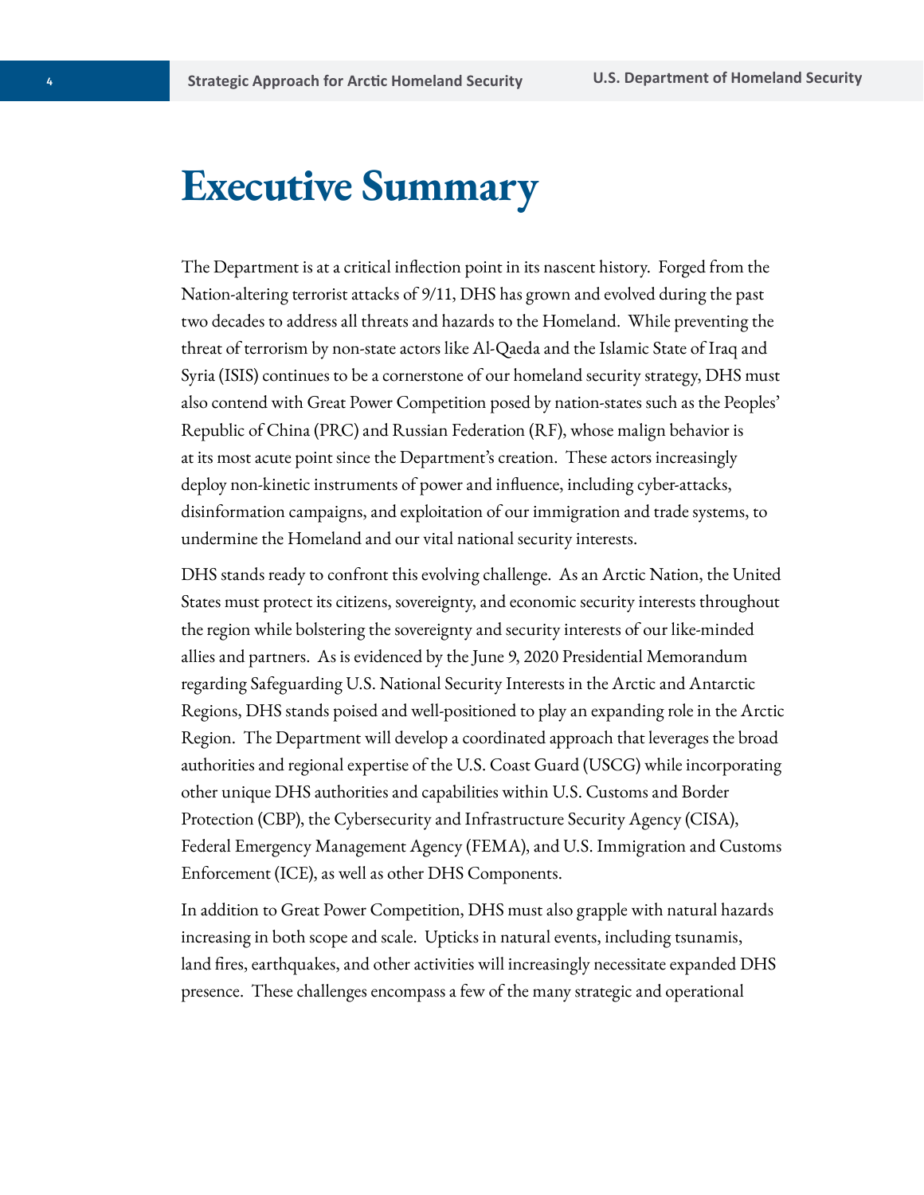# Executive Summary

The Department is at a critical inflection point in its nascent history. Forged from the Nation-altering terrorist attacks of 9/11, DHS has grown and evolved during the past two decades to address all threats and hazards to the Homeland. While preventing the threat of terrorism by non-state actors like Al-Qaeda and the Islamic State of Iraq and Syria (ISIS) continues to be a cornerstone of our homeland security strategy, DHS must also contend with Great Power Competition posed by nation-states such as the Peoples' Republic of China (PRC) and Russian Federation (RF), whose malign behavior is at its most acute point since the Department's creation. These actors increasingly deploy non-kinetic instruments of power and influence, including cyber-attacks, disinformation campaigns, and exploitation of our immigration and trade systems, to undermine the Homeland and our vital national security interests.

DHS stands ready to confront this evolving challenge. As an Arctic Nation, the United States must protect its citizens, sovereignty, and economic security interests throughout the region while bolstering the sovereignty and security interests of our like-minded allies and partners. As is evidenced by the June 9, 2020 Presidential Memorandum regarding Safeguarding U.S. National Security Interests in the Arctic and Antarctic Regions, DHS stands poised and well-positioned to play an expanding role in the Arctic Region. The Department will develop a coordinated approach that leverages the broad authorities and regional expertise of the U.S. Coast Guard (USCG) while incorporating other unique DHS authorities and capabilities within U.S. Customs and Border Protection (CBP), the Cybersecurity and Infrastructure Security Agency (CISA), Federal Emergency Management Agency (FEMA), and U.S. Immigration and Customs Enforcement (ICE), as well as other DHS Components.

In addition to Great Power Competition, DHS must also grapple with natural hazards increasing in both scope and scale. Upticks in natural events, including tsunamis, land fires, earthquakes, and other activities will increasingly necessitate expanded DHS presence. These challenges encompass a few of the many strategic and operational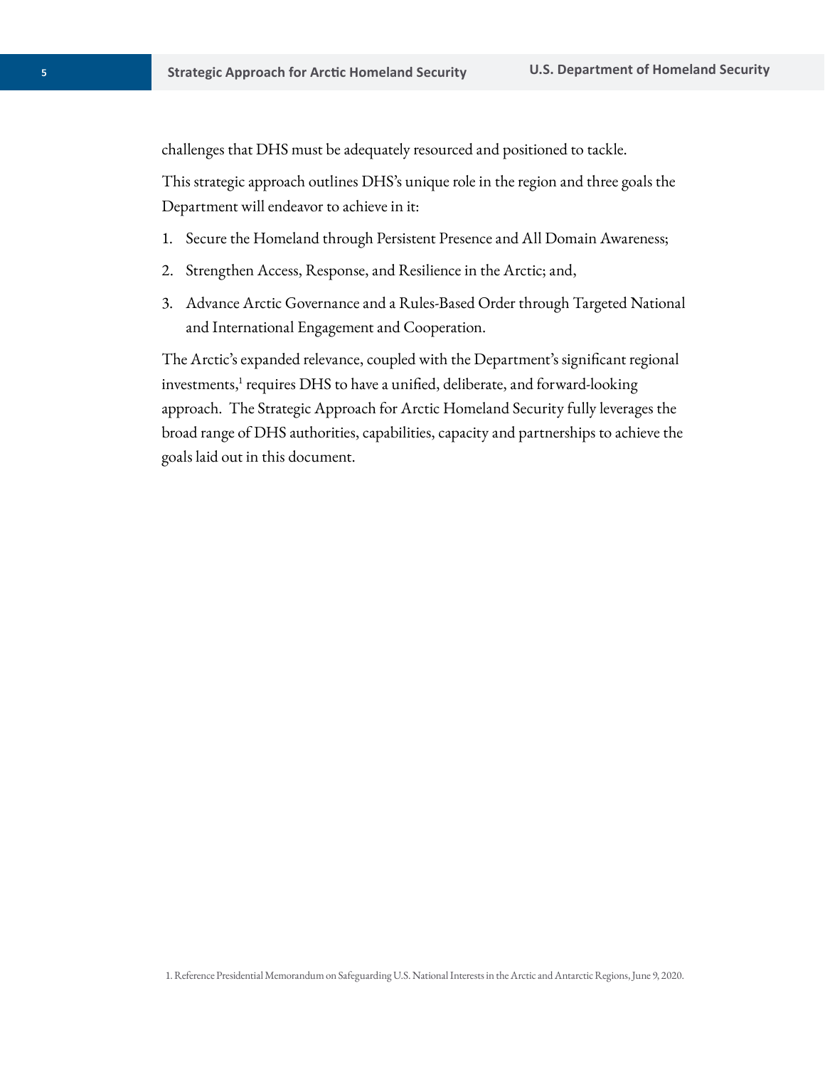challenges that DHS must be adequately resourced and positioned to tackle.

This strategic approach outlines DHS's unique role in the region and three goals the Department will endeavor to achieve in it:

1. Secure the Homeland through Persistent Presence and All Domain Awareness;
2. Strengthen Access, Response, and Resilience in the Arctic; and,
3. Advance Arctic Governance and a Rules-Based Order through Targeted National and International Engagement and Cooperation.

The Arctic's expanded relevance, coupled with the Department's significant regional investments,[1] requires DHS to have a unified, deliberate, and forward-looking approach. The Strategic Approach for Arctic Homeland Security fully leverages the broad range of DHS authorities, capabilities, capacity and partnerships to achieve the goals laid out in this document.

1. Reference Presidential Memorandum on Safeguarding U.S. National Interests in the Arctic and Antarctic Regions, June 9, 2020.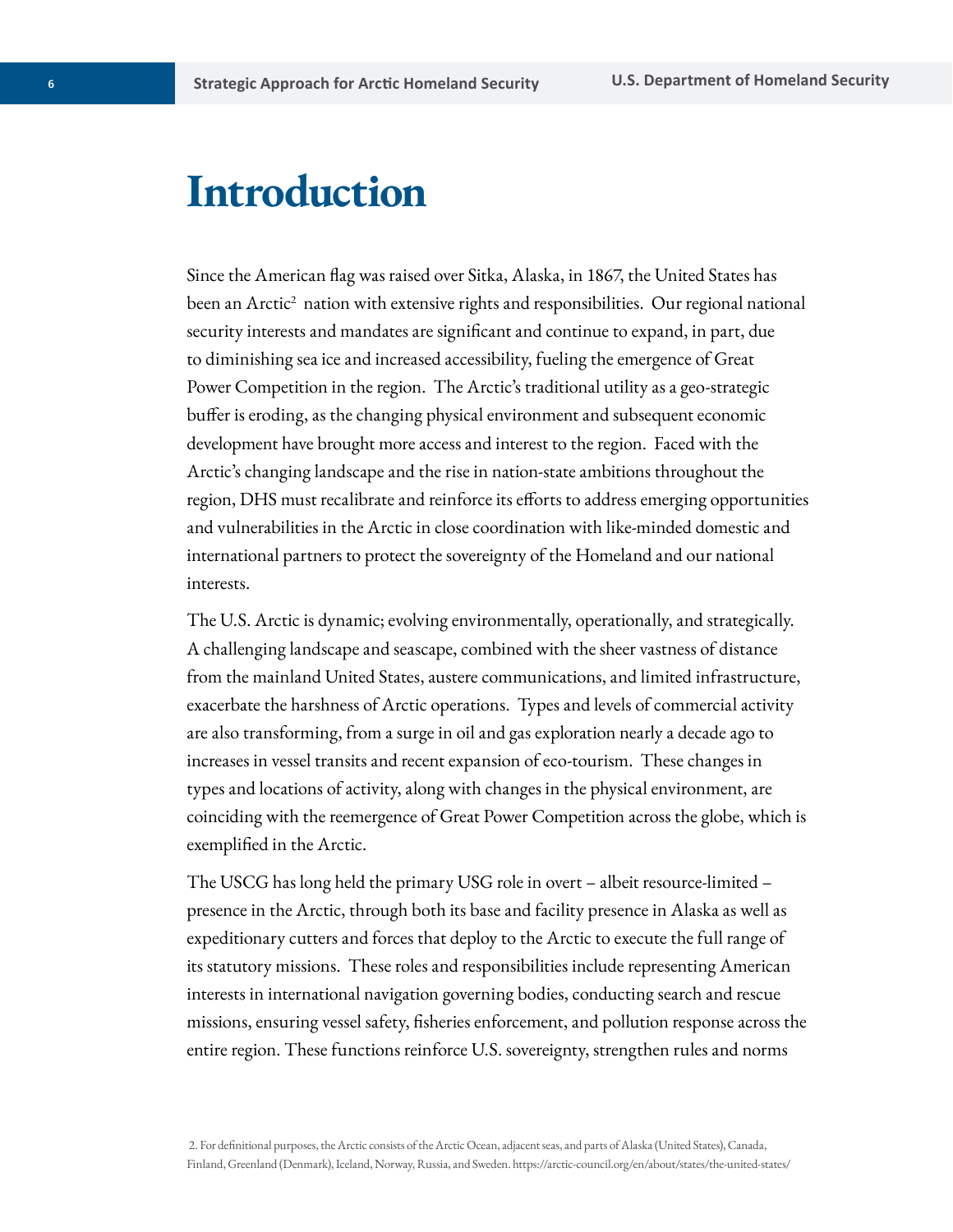# Introduction

Since the American flag was raised over Sitka, Alaska, in 1867, the United States has been an Arctic[2] nation with extensive rights and responsibilities. Our regional national security interests and mandates are significant and continue to expand, in part, due to diminishing sea ice and increased accessibility, fueling the emergence of Great Power Competition in the region. The Arctic's traditional utility as a geo-strategic buffer is eroding, as the changing physical environment and subsequent economic development have brought more access and interest to the region. Faced with the Arctic's changing landscape and the rise in nation-state ambitions throughout the region, DHS must recalibrate and reinforce its efforts to address emerging opportunities and vulnerabilities in the Arctic in close coordination with like-minded domestic and international partners to protect the sovereignty of the Homeland and our national interests.

The U.S. Arctic is dynamic; evolving environmentally, operationally, and strategically. A challenging landscape and seascape, combined with the sheer vastness of distance from the mainland United States, austere communications, and limited infrastructure, exacerbate the harshness of Arctic operations. Types and levels of commercial activity are also transforming, from a surge in oil and gas exploration nearly a decade ago to increases in vessel transits and recent expansion of eco-tourism. These changes in types and locations of activity, along with changes in the physical environment, are coinciding with the reemergence of Great Power Competition across the globe, which is exemplified in the Arctic.

The USCG has long held the primary USG role in overt – albeit resource-limited – presence in the Arctic, through both its base and facility presence in Alaska as well as expeditionary cutters and forces that deploy to the Arctic to execute the full range of its statutory missions. These roles and responsibilities include representing American interests in international navigation governing bodies, conducting search and rescue missions, ensuring vessel safety, fisheries enforcement, and pollution response across the entire region. These functions reinforce U.S. sovereignty, strengthen rules and norms

2. For definitional purposes, the Arctic consists of the Arctic Ocean, adjacent seas, and parts of Alaska (United States), Canada, Finland, Greenland (Denmark), Iceland, Norway, Russia, and Sweden. https://arctic-council.org/en/about/states/the-united-states/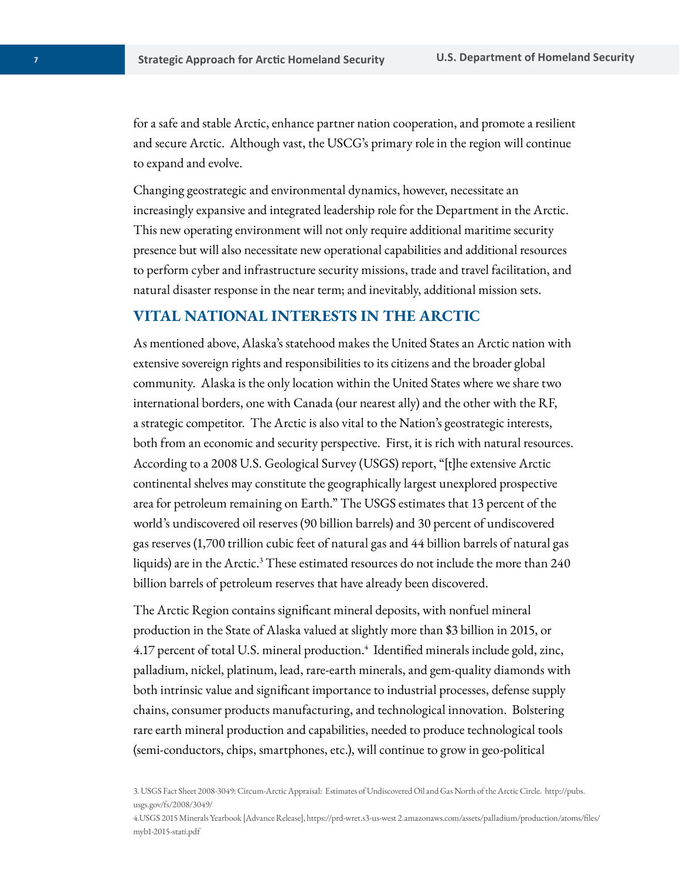for a safe and stable Arctic, enhance partner nation cooperation, and promote a resilient and secure Arctic. Although vast, the USCG's primary role in the region will continue to expand and evolve.

Changing geostrategic and environmental dynamics, however, necessitate an increasingly expansive and integrated leadership role for the Department in the Arctic. This new operating environment will not only require additional maritime security presence but will also necessitate new operational capabilities and additional resources to perform cyber and infrastructure security missions, trade and travel facilitation, and natural disaster response in the near term; and inevitably, additional mission sets.

## VITAL NATIONAL INTERESTS IN THE ARCTIC

As mentioned above, Alaska's statehood makes the United States an Arctic nation with extensive sovereign rights and responsibilities to its citizens and the broader global community. Alaska is the only location within the United States where we share two international borders, one with Canada (our nearest ally) and the other with the RF, a strategic competitor. The Arctic is also vital to the Nation's geostrategic interests, both from an economic and security perspective. First, it is rich with natural resources. According to a 2008 U.S. Geological Survey (USGS) report, "[t]he extensive Arctic continental shelves may constitute the geographically largest unexplored prospective area for petroleum remaining on Earth." The USGS estimates that 13 percent of the world's undiscovered oil reserves (90 billion barrels) and 30 percent of undiscovered gas reserves (1,700 trillion cubic feet of natural gas and 44 billion barrels of natural gas liquids) are in the Arctic.[3] These estimated resources do not include the more than 240 billion barrels of petroleum reserves that have already been discovered.

The Arctic Region contains significant mineral deposits, with nonfuel mineral production in the State of Alaska valued at slightly more than $3 billion in 2015, or 4.17 percent of total U.S. mineral production.[4] Identified minerals include gold, zinc, palladium, nickel, platinum, lead, rare-earth minerals, and gem-quality diamonds with both intrinsic value and significant importance to industrial processes, defense supply chains, consumer products manufacturing, and technological innovation. Bolstering rare earth mineral production and capabilities, needed to produce technological tools (semi-conductors, chips, smartphones, etc.), will continue to grow in geo-political

3. USGS Fact Sheet 2008-3049: Circum-Arctic Appraisal: Estimates of Undiscovered Oil and Gas North of the Arctic Circle. http://pubs.usgs.gov/fs/2008/3049/

4.USGS 2015 Minerals Yearbook [Advance Release], https://prd-wret.s3-us-west 2.amazonaws.com/assets/palladium/production/atoms/files/myb1-2015-stati.pdf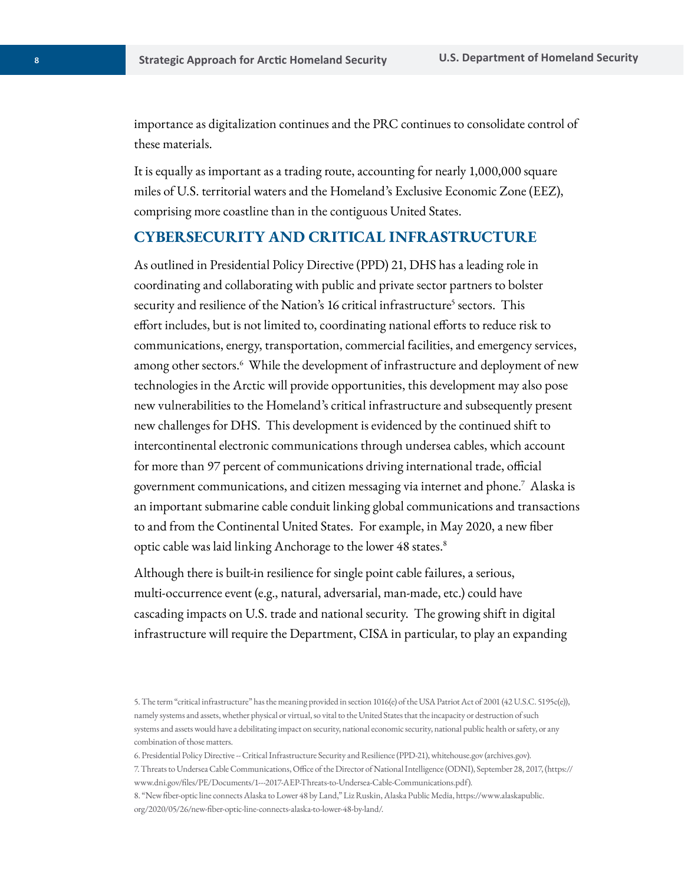importance as digitalization continues and the PRC continues to consolidate control of these materials.

It is equally as important as a trading route, accounting for nearly 1,000,000 square miles of U.S. territorial waters and the Homeland's Exclusive Economic Zone (EEZ), comprising more coastline than in the contiguous United States.

## CYBERSECURITY AND CRITICAL INFRASTRUCTURE

As outlined in Presidential Policy Directive (PPD) 21, DHS has a leading role in coordinating and collaborating with public and private sector partners to bolster security and resilience of the Nation's 16 critical infrastructure[5] sectors. This effort includes, but is not limited to, coordinating national efforts to reduce risk to communications, energy, transportation, commercial facilities, and emergency services, among other sectors.[6] While the development of infrastructure and deployment of new technologies in the Arctic will provide opportunities, this development may also pose new vulnerabilities to the Homeland's critical infrastructure and subsequently present new challenges for DHS. This development is evidenced by the continued shift to intercontinental electronic communications through undersea cables, which account for more than 97 percent of communications driving international trade, official government communications, and citizen messaging via internet and phone.[7] Alaska is an important submarine cable conduit linking global communications and transactions to and from the Continental United States. For example, in May 2020, a new fiber optic cable was laid linking Anchorage to the lower 48 states.[8]

Although there is built-in resilience for single point cable failures, a serious, multi-occurrence event (e.g., natural, adversarial, man-made, etc.) could have cascading impacts on U.S. trade and national security. The growing shift in digital infrastructure will require the Department, CISA in particular, to play an expanding

5. The term "critical infrastructure" has the meaning provided in section 1016(e) of the USA Patriot Act of 2001 (42 U.S.C. 5195c(e)), namely systems and assets, whether physical or virtual, so vital to the United States that the incapacity or destruction of such systems and assets would have a debilitating impact on security, national economic security, national public health or safety, or any combination of those matters.

6. Presidential Policy Directive -- Critical Infrastructure Security and Resilience (PPD-21), whitehouse.gov (archives.gov).

7. Threats to Undersea Cable Communications, Office of the Director of National Intelligence (ODNI), September 28, 2017, (https://www.dni.gov/files/PE/Documents/1---2017-AEP-Threats-to-Undersea-Cable-Communications.pdf).

8. "New fiber-optic line connects Alaska to Lower 48 by Land," Liz Ruskin, Alaska Public Media, https://www.alaskapublic.org/2020/05/26/new-fiber-optic-line-connects-alaska-to-lower-48-by-land/.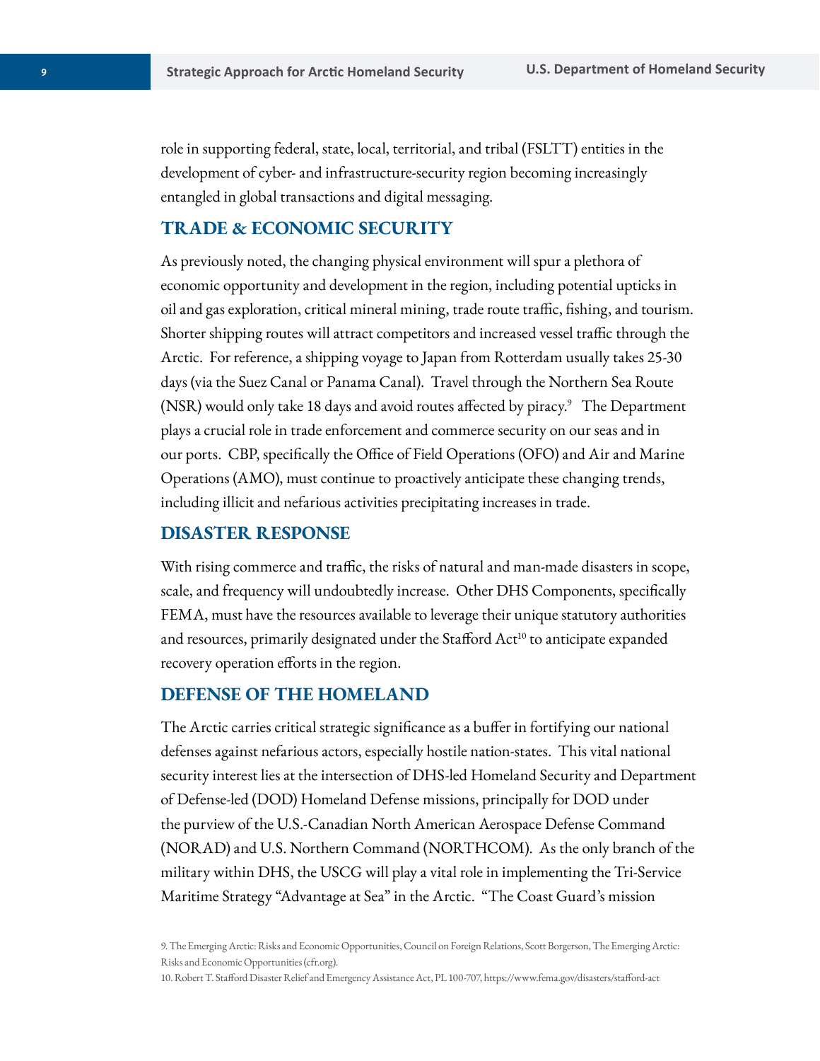role in supporting federal, state, local, territorial, and tribal (FSLTT) entities in the development of cyber- and infrastructure-security region becoming increasingly entangled in global transactions and digital messaging.

## TRADE & ECONOMIC SECURITY

As previously noted, the changing physical environment will spur a plethora of economic opportunity and development in the region, including potential upticks in oil and gas exploration, critical mineral mining, trade route traffic, fishing, and tourism. Shorter shipping routes will attract competitors and increased vessel traffic through the Arctic. For reference, a shipping voyage to Japan from Rotterdam usually takes 25-30 days (via the Suez Canal or Panama Canal). Travel through the Northern Sea Route (NSR) would only take 18 days and avoid routes affected by piracy.[9] The Department plays a crucial role in trade enforcement and commerce security on our seas and in our ports. CBP, specifically the Office of Field Operations (OFO) and Air and Marine Operations (AMO), must continue to proactively anticipate these changing trends, including illicit and nefarious activities precipitating increases in trade.

## DISASTER RESPONSE

With rising commerce and traffic, the risks of natural and man-made disasters in scope, scale, and frequency will undoubtedly increase. Other DHS Components, specifically FEMA, must have the resources available to leverage their unique statutory authorities and resources, primarily designated under the Stafford Act[10] to anticipate expanded recovery operation efforts in the region.

## DEFENSE OF THE HOMELAND

The Arctic carries critical strategic significance as a buffer in fortifying our national defenses against nefarious actors, especially hostile nation-states. This vital national security interest lies at the intersection of DHS-led Homeland Security and Department of Defense-led (DOD) Homeland Defense missions, principally for DOD under the purview of the U.S.-Canadian North American Aerospace Defense Command (NORAD) and U.S. Northern Command (NORTHCOM). As the only branch of the military within DHS, the USCG will play a vital role in implementing the Tri-Service Maritime Strategy "Advantage at Sea" in the Arctic. "The Coast Guard's mission

9. The Emerging Arctic: Risks and Economic Opportunities, Council on Foreign Relations, Scott Borgerson, The Emerging Arctic: Risks and Economic Opportunities (cfr.org).

10. Robert T. Stafford Disaster Relief and Emergency Assistance Act, PL 100-707, https://www.fema.gov/disasters/stafford-act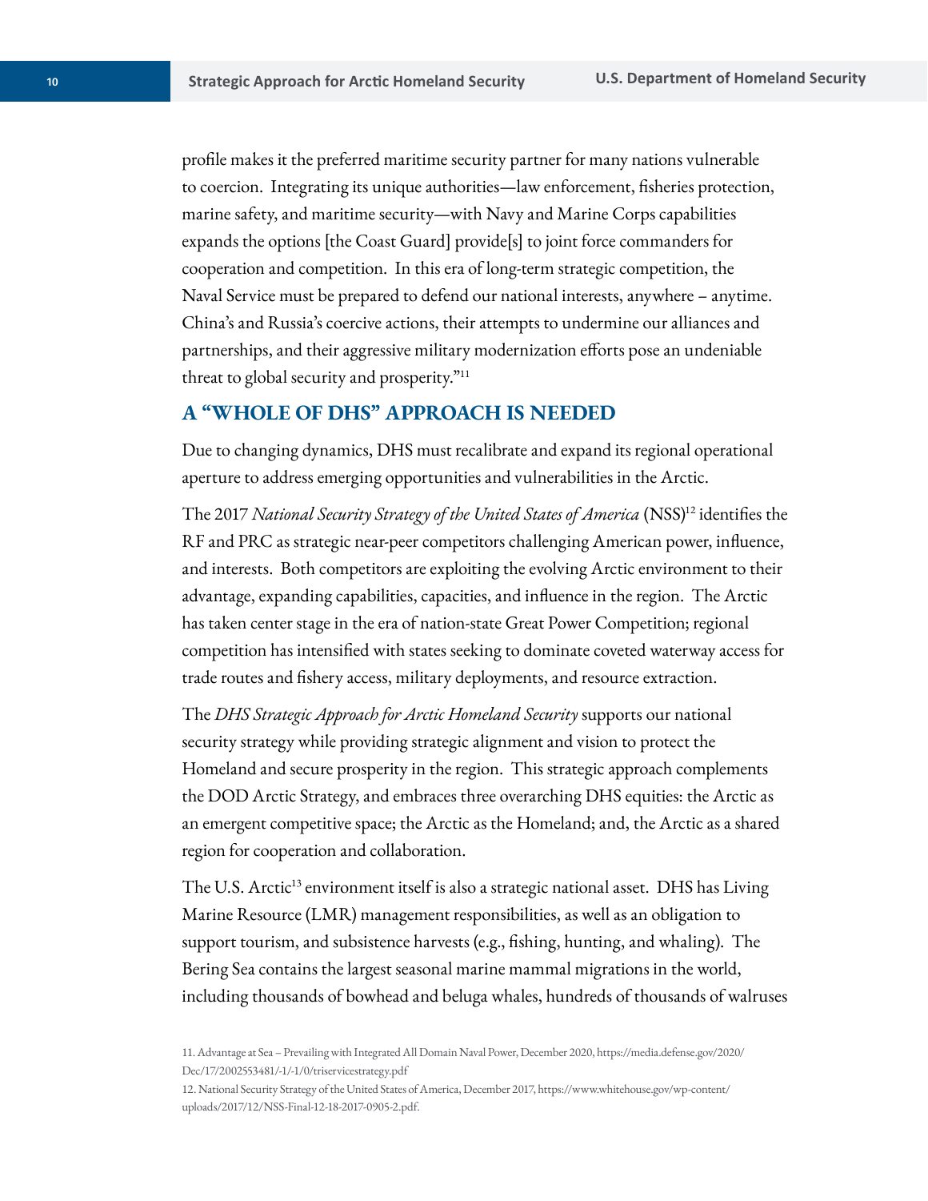profile makes it the preferred maritime security partner for many nations vulnerable to coercion. Integrating its unique authorities—law enforcement, fisheries protection, marine safety, and maritime security—with Navy and Marine Corps capabilities expands the options [the Coast Guard] provide[s] to joint force commanders for cooperation and competition. In this era of long-term strategic competition, the Naval Service must be prepared to defend our national interests, anywhere – anytime. China's and Russia's coercive actions, their attempts to undermine our alliances and partnerships, and their aggressive military modernization efforts pose an undeniable threat to global security and prosperity."[11]

## A "WHOLE OF DHS" APPROACH IS NEEDED

Due to changing dynamics, DHS must recalibrate and expand its regional operational aperture to address emerging opportunities and vulnerabilities in the Arctic.

The 2017 *National Security Strategy of the United States of America* (NSS)[12] identifies the RF and PRC as strategic near-peer competitors challenging American power, influence, and interests. Both competitors are exploiting the evolving Arctic environment to their advantage, expanding capabilities, capacities, and influence in the region. The Arctic has taken center stage in the era of nation-state Great Power Competition; regional competition has intensified with states seeking to dominate coveted waterway access for trade routes and fishery access, military deployments, and resource extraction.

The *DHS Strategic Approach for Arctic Homeland Security* supports our national security strategy while providing strategic alignment and vision to protect the Homeland and secure prosperity in the region. This strategic approach complements the DOD Arctic Strategy, and embraces three overarching DHS equities: the Arctic as an emergent competitive space; the Arctic as the Homeland; and, the Arctic as a shared region for cooperation and collaboration.

The U.S. Arctic[13] environment itself is also a strategic national asset. DHS has Living Marine Resource (LMR) management responsibilities, as well as an obligation to support tourism, and subsistence harvests (e.g., fishing, hunting, and whaling). The Bering Sea contains the largest seasonal marine mammal migrations in the world, including thousands of bowhead and beluga whales, hundreds of thousands of walruses

11. Advantage at Sea – Prevailing with Integrated All Domain Naval Power, December 2020, https://media.defense.gov/2020/Dec/17/2002553481/-1/-1/0/triservicestrategy.pdf

12. National Security Strategy of the United States of America, December 2017, https://www.whitehouse.gov/wp-content/uploads/2017/12/NSS-Final-12-18-2017-0905-2.pdf.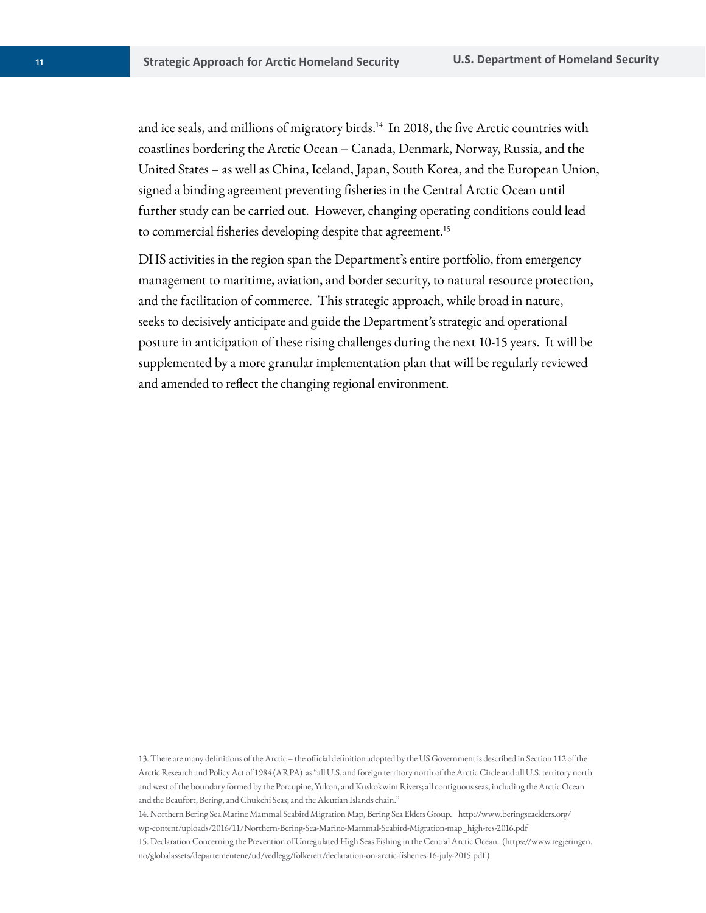and ice seals, and millions of migratory birds.[14] In 2018, the five Arctic countries with coastlines bordering the Arctic Ocean – Canada, Denmark, Norway, Russia, and the United States – as well as China, Iceland, Japan, South Korea, and the European Union, signed a binding agreement preventing fisheries in the Central Arctic Ocean until further study can be carried out. However, changing operating conditions could lead to commercial fisheries developing despite that agreement.[15]

DHS activities in the region span the Department's entire portfolio, from emergency management to maritime, aviation, and border security, to natural resource protection, and the facilitation of commerce. This strategic approach, while broad in nature, seeks to decisively anticipate and guide the Department's strategic and operational posture in anticipation of these rising challenges during the next 10-15 years. It will be supplemented by a more granular implementation plan that will be regularly reviewed and amended to reflect the changing regional environment.

13. There are many definitions of the Arctic – the official definition adopted by the US Government is described in Section 112 of the Arctic Research and Policy Act of 1984 (ARPA) as "all U.S. and foreign territory north of the Arctic Circle and all U.S. territory north and west of the boundary formed by the Porcupine, Yukon, and Kuskokwim Rivers; all contiguous seas, including the Arctic Ocean and the Beaufort, Bering, and Chukchi Seas; and the Aleutian Islands chain."

14. Northern Bering Sea Marine Mammal Seabird Migration Map, Bering Sea Elders Group. http://www.beringseaelders.org/wp-content/uploads/2016/11/Northern-Bering-Sea-Marine-Mammal-Seabird-Migration-map_high-res-2016.pdf

15. Declaration Concerning the Prevention of Unregulated High Seas Fishing in the Central Arctic Ocean. (https://www.regjeringen.no/globalassets/departementene/ud/vedlegg/folkerett/declaration-on-arctic-fisheries-16-july-2015.pdf.)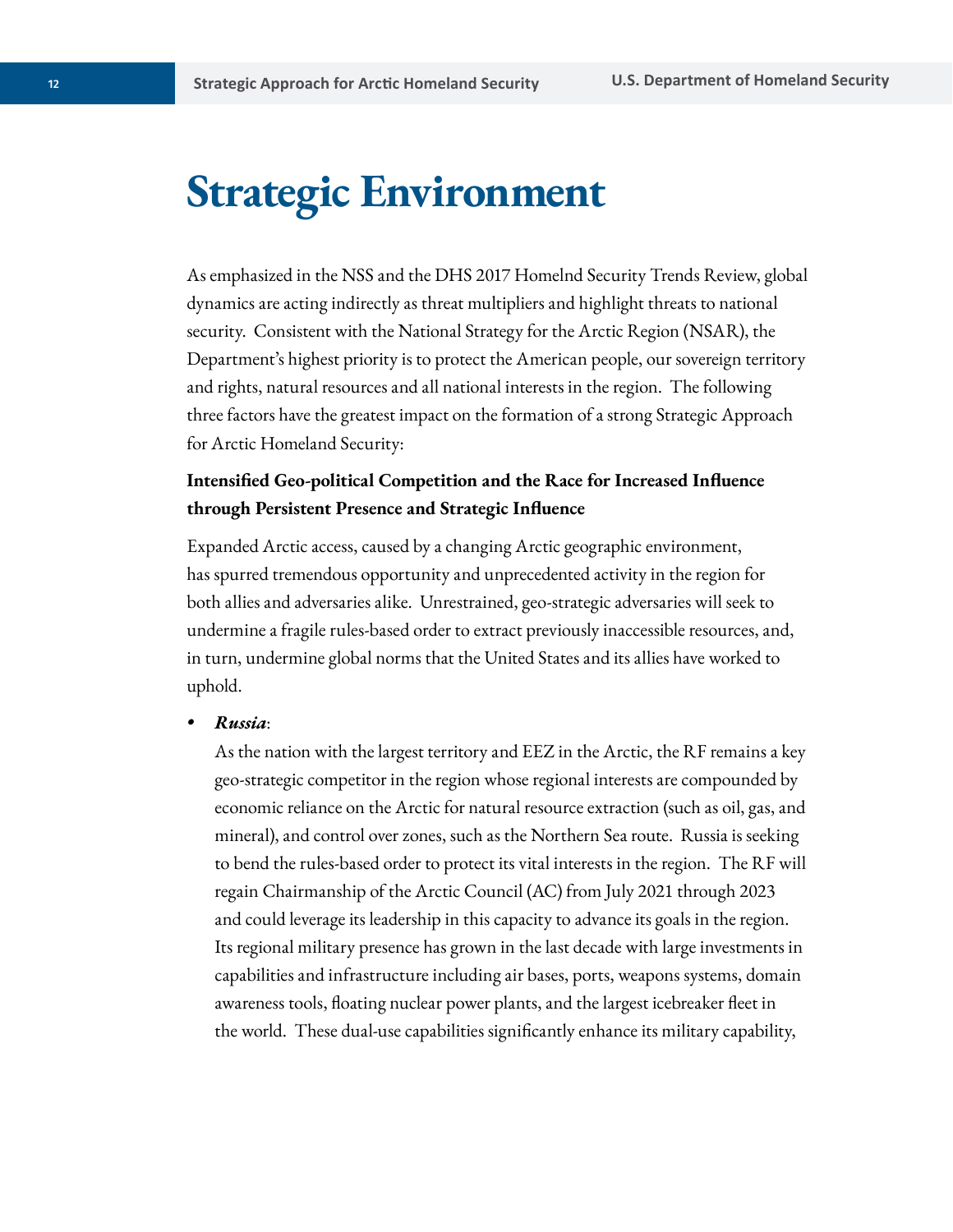# Strategic Environment

As emphasized in the NSS and the DHS 2017 Homelnd Security Trends Review, global dynamics are acting indirectly as threat multipliers and highlight threats to national security. Consistent with the National Strategy for the Arctic Region (NSAR), the Department's highest priority is to protect the American people, our sovereign territory and rights, natural resources and all national interests in the region. The following three factors have the greatest impact on the formation of a strong Strategic Approach for Arctic Homeland Security:

**Intensified Geo-political Competition and the Race for Increased Influence through Persistent Presence and Strategic Influence**

Expanded Arctic access, caused by a changing Arctic geographic environment, has spurred tremendous opportunity and unprecedented activity in the region for both allies and adversaries alike. Unrestrained, geo-strategic adversaries will seek to undermine a fragile rules-based order to extract previously inaccessible resources, and, in turn, undermine global norms that the United States and its allies have worked to uphold.

- ***Russia***:
  As the nation with the largest territory and EEZ in the Arctic, the RF remains a key geo-strategic competitor in the region whose regional interests are compounded by economic reliance on the Arctic for natural resource extraction (such as oil, gas, and mineral), and control over zones, such as the Northern Sea route. Russia is seeking to bend the rules-based order to protect its vital interests in the region. The RF will regain Chairmanship of the Arctic Council (AC) from July 2021 through 2023 and could leverage its leadership in this capacity to advance its goals in the region. Its regional military presence has grown in the last decade with large investments in capabilities and infrastructure including air bases, ports, weapons systems, domain awareness tools, floating nuclear power plants, and the largest icebreaker fleet in the world. These dual-use capabilities significantly enhance its military capability,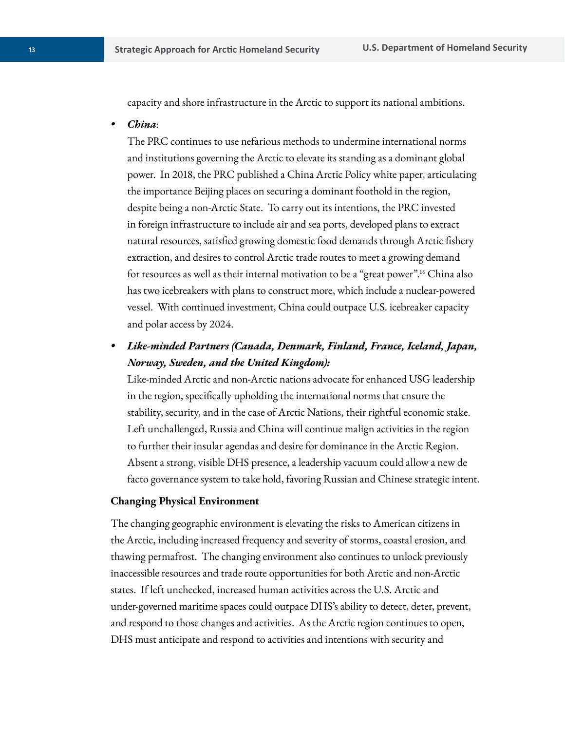capacity and shore infrastructure in the Arctic to support its national ambitions.

- ***China***:
  The PRC continues to use nefarious methods to undermine international norms and institutions governing the Arctic to elevate its standing as a dominant global power. In 2018, the PRC published a China Arctic Policy white paper, articulating the importance Beijing places on securing a dominant foothold in the region, despite being a non-Arctic State. To carry out its intentions, the PRC invested in foreign infrastructure to include air and sea ports, developed plans to extract natural resources, satisfied growing domestic food demands through Arctic fishery extraction, and desires to control Arctic trade routes to meet a growing demand for resources as well as their internal motivation to be a "great power".[16] China also has two icebreakers with plans to construct more, which include a nuclear-powered vessel. With continued investment, China could outpace U.S. icebreaker capacity and polar access by 2024.

- ***Like-minded Partners (Canada, Denmark, Finland, France, Iceland, Japan, Norway, Sweden, and the United Kingdom):***
  Like-minded Arctic and non-Arctic nations advocate for enhanced USG leadership in the region, specifically upholding the international norms that ensure the stability, security, and in the case of Arctic Nations, their rightful economic stake. Left unchallenged, Russia and China will continue malign activities in the region to further their insular agendas and desire for dominance in the Arctic Region. Absent a strong, visible DHS presence, a leadership vacuum could allow a new de facto governance system to take hold, favoring Russian and Chinese strategic intent.

**Changing Physical Environment**

The changing geographic environment is elevating the risks to American citizens in the Arctic, including increased frequency and severity of storms, coastal erosion, and thawing permafrost. The changing environment also continues to unlock previously inaccessible resources and trade route opportunities for both Arctic and non-Arctic states. If left unchecked, increased human activities across the U.S. Arctic and under-governed maritime spaces could outpace DHS's ability to detect, deter, prevent, and respond to those changes and activities. As the Arctic region continues to open, DHS must anticipate and respond to activities and intentions with security and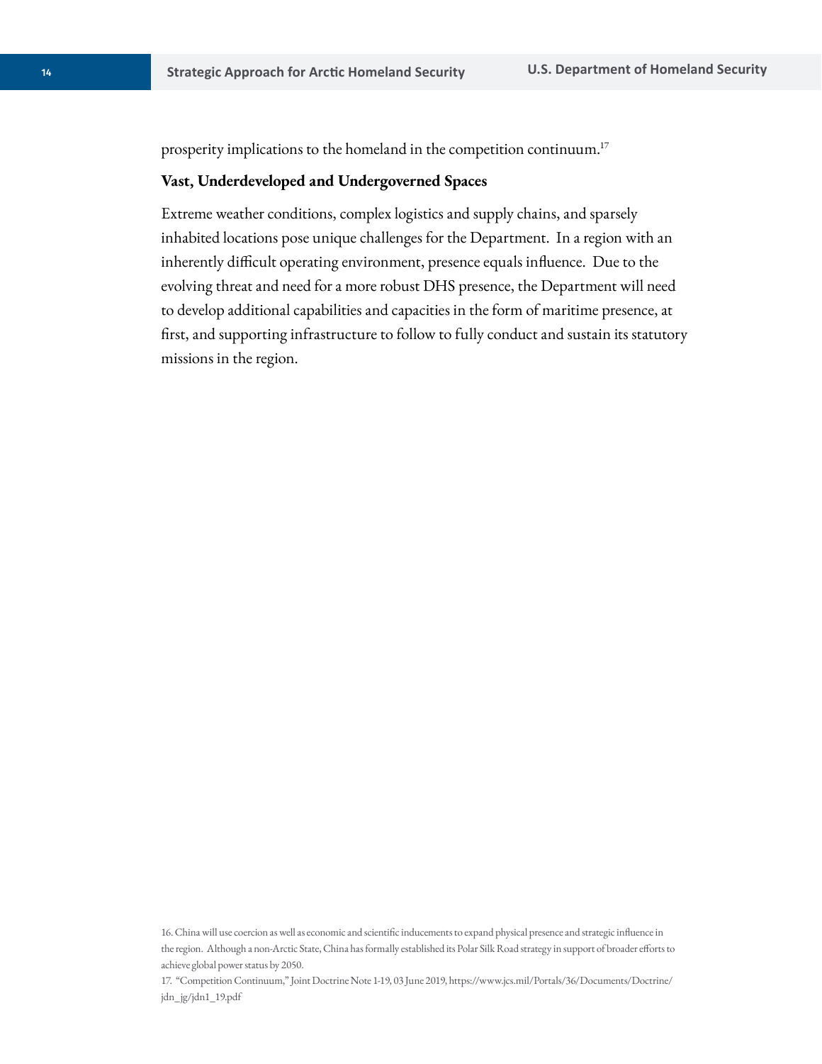prosperity implications to the homeland in the competition continuum.[17]

**Vast, Underdeveloped and Undergoverned Spaces**

Extreme weather conditions, complex logistics and supply chains, and sparsely inhabited locations pose unique challenges for the Department. In a region with an inherently difficult operating environment, presence equals influence. Due to the evolving threat and need for a more robust DHS presence, the Department will need to develop additional capabilities and capacities in the form of maritime presence, at first, and supporting infrastructure to follow to fully conduct and sustain its statutory missions in the region.

16. China will use coercion as well as economic and scientific inducements to expand physical presence and strategic influence in the region. Although a non-Arctic State, China has formally established its Polar Silk Road strategy in support of broader efforts to achieve global power status by 2050.

17. "Competition Continuum," Joint Doctrine Note 1-19, 03 June 2019, https://www.jcs.mil/Portals/36/Documents/Doctrine/jdn_jg/jdn1_19.pdf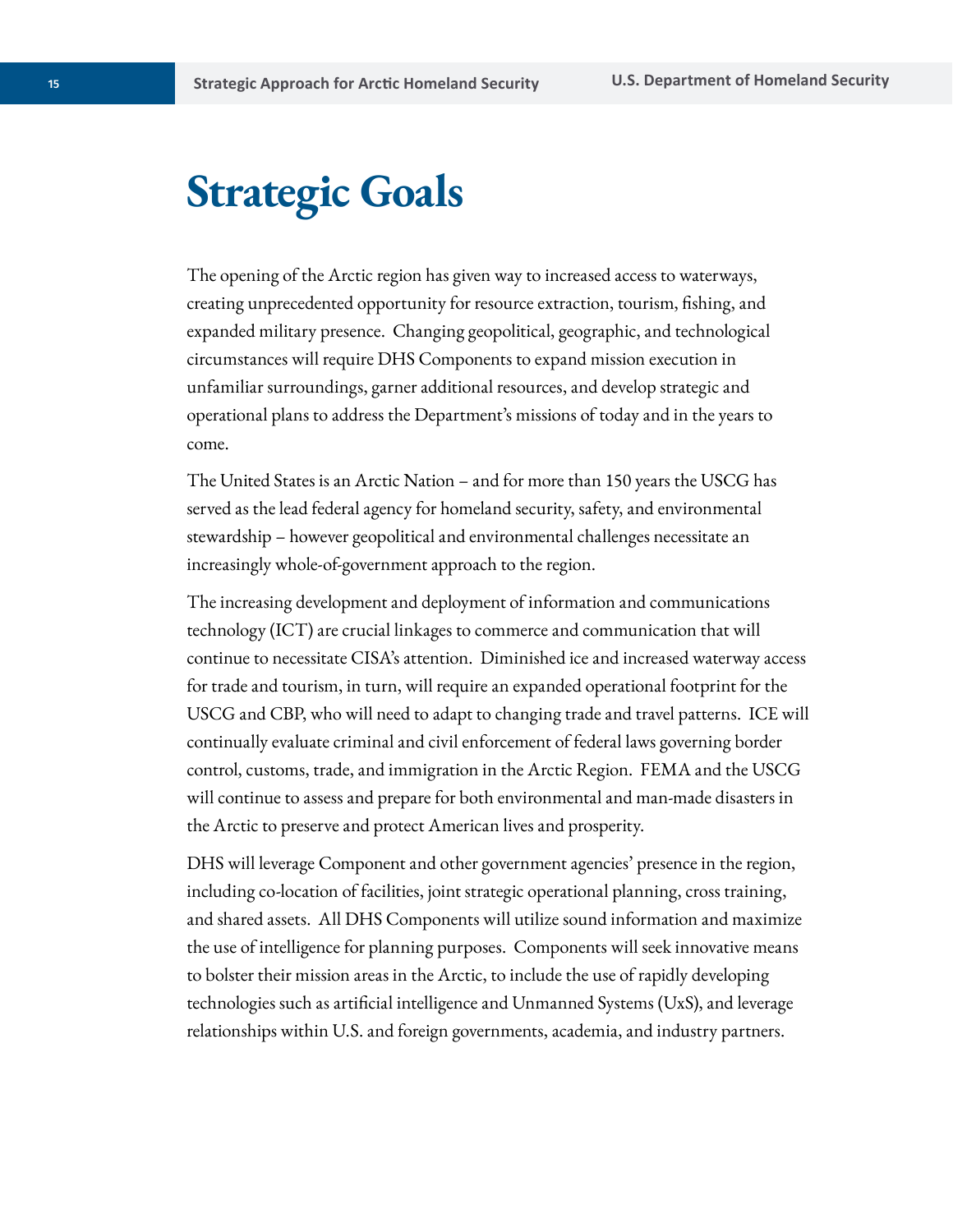# Strategic Goals

The opening of the Arctic region has given way to increased access to waterways, creating unprecedented opportunity for resource extraction, tourism, fishing, and expanded military presence. Changing geopolitical, geographic, and technological circumstances will require DHS Components to expand mission execution in unfamiliar surroundings, garner additional resources, and develop strategic and operational plans to address the Department's missions of today and in the years to come.

The United States is an Arctic Nation – and for more than 150 years the USCG has served as the lead federal agency for homeland security, safety, and environmental stewardship – however geopolitical and environmental challenges necessitate an increasingly whole-of-government approach to the region.

The increasing development and deployment of information and communications technology (ICT) are crucial linkages to commerce and communication that will continue to necessitate CISA's attention. Diminished ice and increased waterway access for trade and tourism, in turn, will require an expanded operational footprint for the USCG and CBP, who will need to adapt to changing trade and travel patterns. ICE will continually evaluate criminal and civil enforcement of federal laws governing border control, customs, trade, and immigration in the Arctic Region. FEMA and the USCG will continue to assess and prepare for both environmental and man-made disasters in the Arctic to preserve and protect American lives and prosperity.

DHS will leverage Component and other government agencies' presence in the region, including co-location of facilities, joint strategic operational planning, cross training, and shared assets. All DHS Components will utilize sound information and maximize the use of intelligence for planning purposes. Components will seek innovative means to bolster their mission areas in the Arctic, to include the use of rapidly developing technologies such as artificial intelligence and Unmanned Systems (UxS), and leverage relationships within U.S. and foreign governments, academia, and industry partners.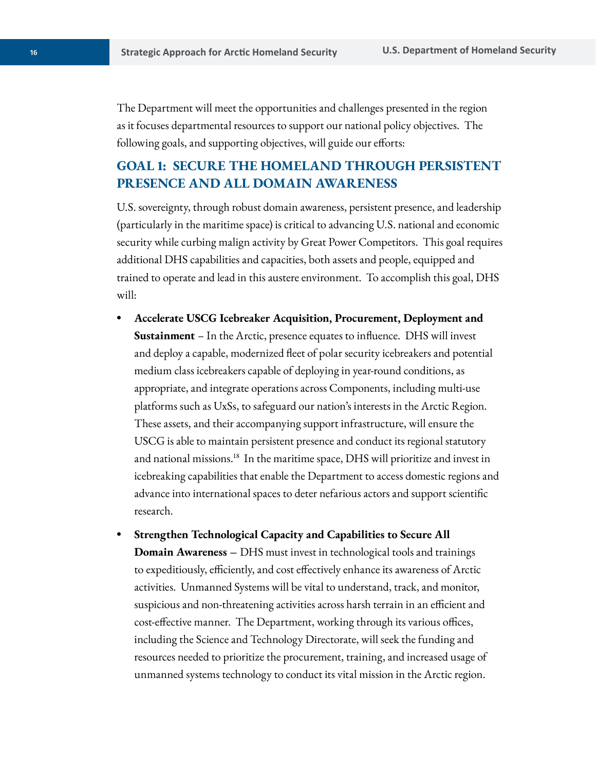The Department will meet the opportunities and challenges presented in the region as it focuses departmental resources to support our national policy objectives. The following goals, and supporting objectives, will guide our efforts:

## GOAL 1: SECURE THE HOMELAND THROUGH PERSISTENT PRESENCE AND ALL DOMAIN AWARENESS

U.S. sovereignty, through robust domain awareness, persistent presence, and leadership (particularly in the maritime space) is critical to advancing U.S. national and economic security while curbing malign activity by Great Power Competitors. This goal requires additional DHS capabilities and capacities, both assets and people, equipped and trained to operate and lead in this austere environment. To accomplish this goal, DHS will:

- **Accelerate USCG Icebreaker Acquisition, Procurement, Deployment and Sustainment** – In the Arctic, presence equates to influence. DHS will invest and deploy a capable, modernized fleet of polar security icebreakers and potential medium class icebreakers capable of deploying in year-round conditions, as appropriate, and integrate operations across Components, including multi-use platforms such as UxSs, to safeguard our nation's interests in the Arctic Region. These assets, and their accompanying support infrastructure, will ensure the USCG is able to maintain persistent presence and conduct its regional statutory and national missions.[18] In the maritime space, DHS will prioritize and invest in icebreaking capabilities that enable the Department to access domestic regions and advance into international spaces to deter nefarious actors and support scientific research.
- **Strengthen Technological Capacity and Capabilities to Secure All Domain Awareness** – DHS must invest in technological tools and trainings to expeditiously, efficiently, and cost effectively enhance its awareness of Arctic activities. Unmanned Systems will be vital to understand, track, and monitor, suspicious and non-threatening activities across harsh terrain in an efficient and cost-effective manner. The Department, working through its various offices, including the Science and Technology Directorate, will seek the funding and resources needed to prioritize the procurement, training, and increased usage of unmanned systems technology to conduct its vital mission in the Arctic region.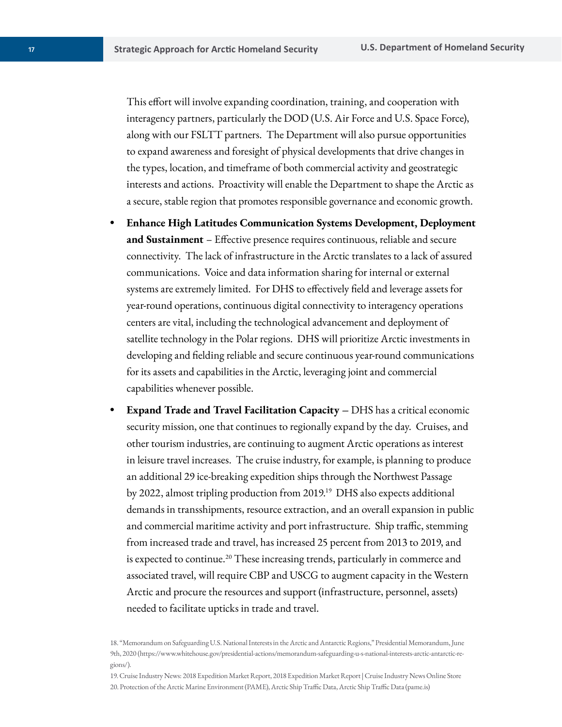This effort will involve expanding coordination, training, and cooperation with interagency partners, particularly the DOD (U.S. Air Force and U.S. Space Force), along with our FSLTT partners. The Department will also pursue opportunities to expand awareness and foresight of physical developments that drive changes in the types, location, and timeframe of both commercial activity and geostrategic interests and actions. Proactivity will enable the Department to shape the Arctic as a secure, stable region that promotes responsible governance and economic growth.

- **Enhance High Latitudes Communication Systems Development, Deployment and Sustainment** – Effective presence requires continuous, reliable and secure connectivity. The lack of infrastructure in the Arctic translates to a lack of assured communications. Voice and data information sharing for internal or external systems are extremely limited. For DHS to effectively field and leverage assets for year-round operations, continuous digital connectivity to interagency operations centers are vital, including the technological advancement and deployment of satellite technology in the Polar regions. DHS will prioritize Arctic investments in developing and fielding reliable and secure continuous year-round communications for its assets and capabilities in the Arctic, leveraging joint and commercial capabilities whenever possible.

- **Expand Trade and Travel Facilitation Capacity** – DHS has a critical economic security mission, one that continues to regionally expand by the day. Cruises, and other tourism industries, are continuing to augment Arctic operations as interest in leisure travel increases. The cruise industry, for example, is planning to produce an additional 29 ice-breaking expedition ships through the Northwest Passage by 2022, almost tripling production from 2019.[19] DHS also expects additional demands in transshipments, resource extraction, and an overall expansion in public and commercial maritime activity and port infrastructure. Ship traffic, stemming from increased trade and travel, has increased 25 percent from 2013 to 2019, and is expected to continue.[20] These increasing trends, particularly in commerce and associated travel, will require CBP and USCG to augment capacity in the Western Arctic and procure the resources and support (infrastructure, personnel, assets) needed to facilitate upticks in trade and travel.

18. "Memorandum on Safeguarding U.S. National Interests in the Arctic and Antarctic Regions," Presidential Memorandum, June 9th, 2020 (https://www.whitehouse.gov/presidential-actions/memorandum-safeguarding-u-s-national-interests-arctic-antarctic-regions/).

19. Cruise Industry News: 2018 Expedition Market Report, 2018 Expedition Market Report | Cruise Industry News Online Store

20. Protection of the Arctic Marine Environment (PAME), Arctic Ship Traffic Data, Arctic Ship Traffic Data (pame.is)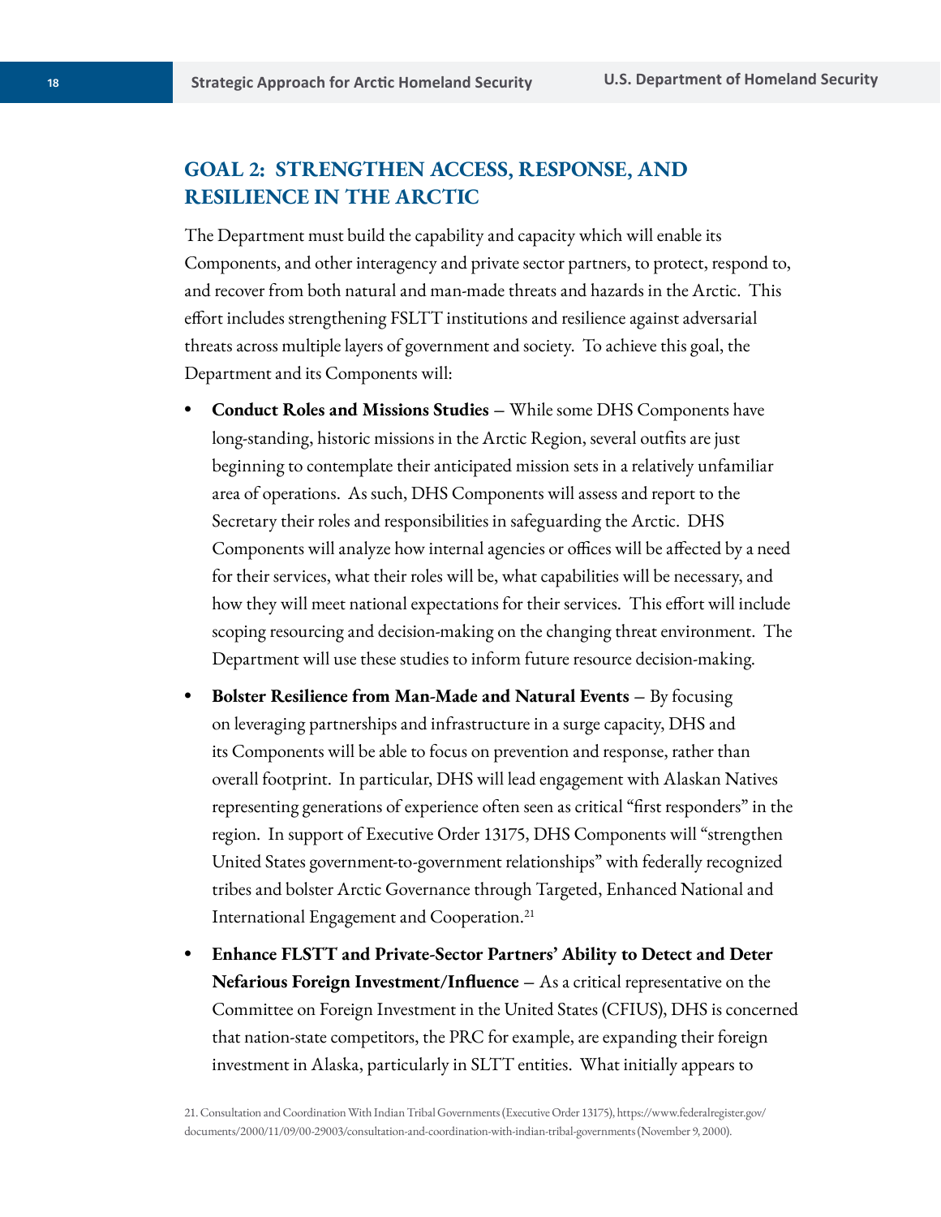## GOAL 2: STRENGTHEN ACCESS, RESPONSE, AND RESILIENCE IN THE ARCTIC

The Department must build the capability and capacity which will enable its Components, and other interagency and private sector partners, to protect, respond to, and recover from both natural and man-made threats and hazards in the Arctic. This effort includes strengthening FSLTT institutions and resilience against adversarial threats across multiple layers of government and society. To achieve this goal, the Department and its Components will:

- **Conduct Roles and Missions Studies** – While some DHS Components have long-standing, historic missions in the Arctic Region, several outfits are just beginning to contemplate their anticipated mission sets in a relatively unfamiliar area of operations. As such, DHS Components will assess and report to the Secretary their roles and responsibilities in safeguarding the Arctic. DHS Components will analyze how internal agencies or offices will be affected by a need for their services, what their roles will be, what capabilities will be necessary, and how they will meet national expectations for their services. This effort will include scoping resourcing and decision-making on the changing threat environment. The Department will use these studies to inform future resource decision-making.
- **Bolster Resilience from Man-Made and Natural Events** – By focusing on leveraging partnerships and infrastructure in a surge capacity, DHS and its Components will be able to focus on prevention and response, rather than overall footprint. In particular, DHS will lead engagement with Alaskan Natives representing generations of experience often seen as critical "first responders" in the region. In support of Executive Order 13175, DHS Components will "strengthen United States government-to-government relationships" with federally recognized tribes and bolster Arctic Governance through Targeted, Enhanced National and International Engagement and Cooperation.[21]
- **Enhance FLSTT and Private-Sector Partners' Ability to Detect and Deter Nefarious Foreign Investment/Influence** – As a critical representative on the Committee on Foreign Investment in the United States (CFIUS), DHS is concerned that nation-state competitors, the PRC for example, are expanding their foreign investment in Alaska, particularly in SLTT entities. What initially appears to

21. Consultation and Coordination With Indian Tribal Governments (Executive Order 13175), https://www.federalregister.gov/documents/2000/11/09/00-29003/consultation-and-coordination-with-indian-tribal-governments (November 9, 2000).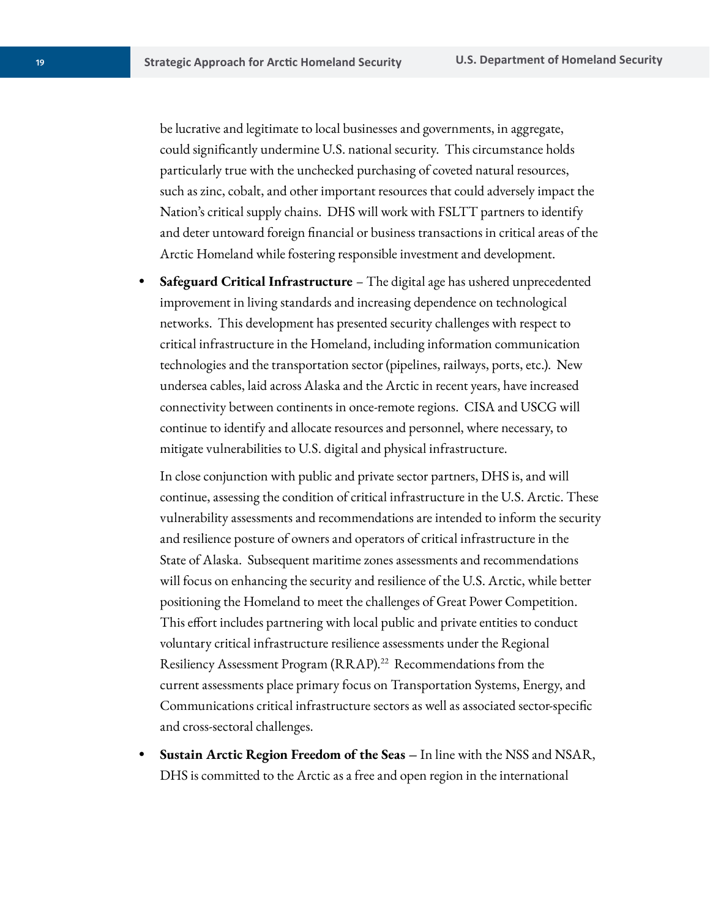be lucrative and legitimate to local businesses and governments, in aggregate, could significantly undermine U.S. national security. This circumstance holds particularly true with the unchecked purchasing of coveted natural resources, such as zinc, cobalt, and other important resources that could adversely impact the Nation's critical supply chains. DHS will work with FSLTT partners to identify and deter untoward foreign financial or business transactions in critical areas of the Arctic Homeland while fostering responsible investment and development.

- **Safeguard Critical Infrastructure** – The digital age has ushered unprecedented improvement in living standards and increasing dependence on technological networks. This development has presented security challenges with respect to critical infrastructure in the Homeland, including information communication technologies and the transportation sector (pipelines, railways, ports, etc.). New undersea cables, laid across Alaska and the Arctic in recent years, have increased connectivity between continents in once-remote regions. CISA and USCG will continue to identify and allocate resources and personnel, where necessary, to mitigate vulnerabilities to U.S. digital and physical infrastructure.

  In close conjunction with public and private sector partners, DHS is, and will continue, assessing the condition of critical infrastructure in the U.S. Arctic. These vulnerability assessments and recommendations are intended to inform the security and resilience posture of owners and operators of critical infrastructure in the State of Alaska. Subsequent maritime zones assessments and recommendations will focus on enhancing the security and resilience of the U.S. Arctic, while better positioning the Homeland to meet the challenges of Great Power Competition. This effort includes partnering with local public and private entities to conduct voluntary critical infrastructure resilience assessments under the Regional Resiliency Assessment Program (RRAP).[22] Recommendations from the current assessments place primary focus on Transportation Systems, Energy, and Communications critical infrastructure sectors as well as associated sector-specific and cross-sectoral challenges.

- **Sustain Arctic Region Freedom of the Seas** – In line with the NSS and NSAR, DHS is committed to the Arctic as a free and open region in the international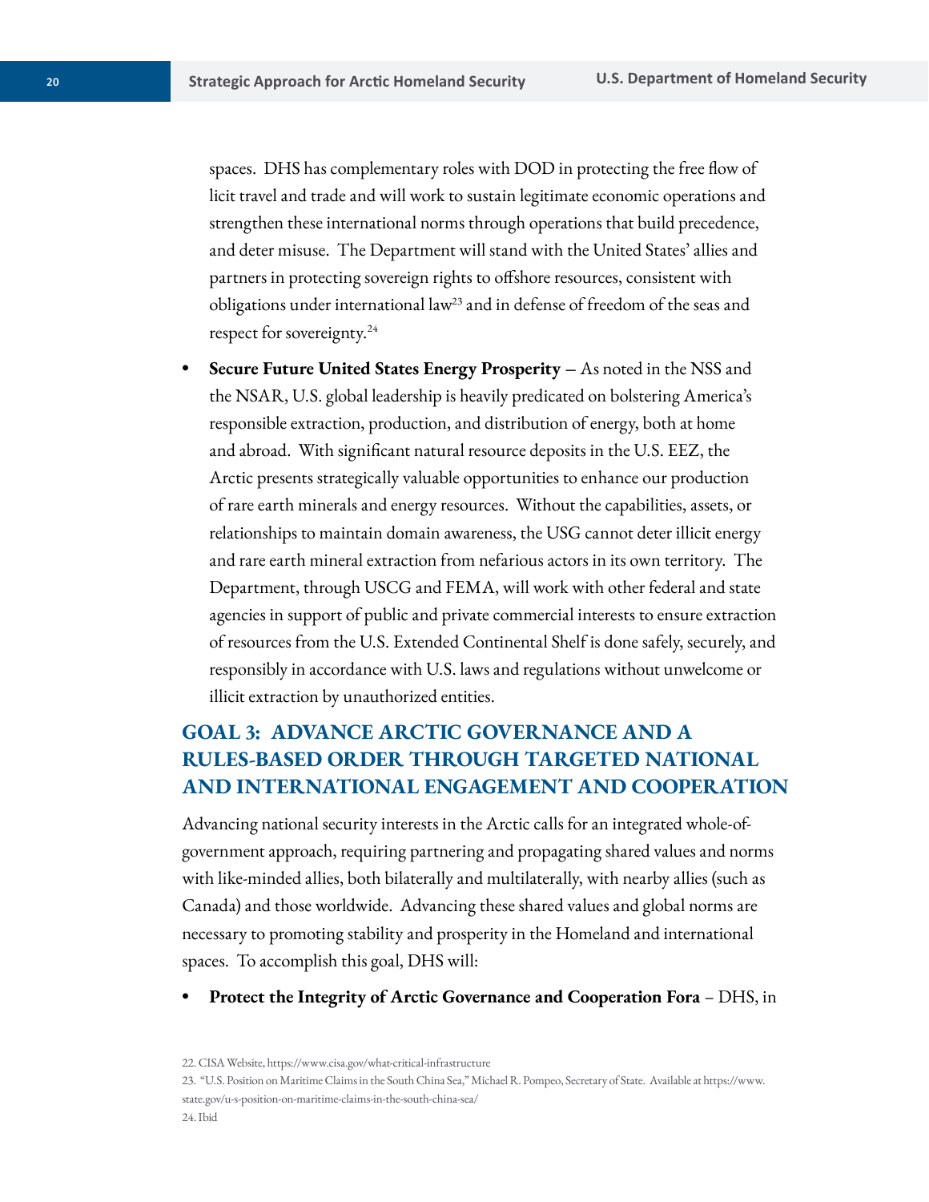spaces. DHS has complementary roles with DOD in protecting the free flow of licit travel and trade and will work to sustain legitimate economic operations and strengthen these international norms through operations that build precedence, and deter misuse. The Department will stand with the United States' allies and partners in protecting sovereign rights to offshore resources, consistent with obligations under international law[23] and in defense of freedom of the seas and respect for sovereignty.[24]

- **Secure Future United States Energy Prosperity** – As noted in the NSS and the NSAR, U.S. global leadership is heavily predicated on bolstering America's responsible extraction, production, and distribution of energy, both at home and abroad. With significant natural resource deposits in the U.S. EEZ, the Arctic presents strategically valuable opportunities to enhance our production of rare earth minerals and energy resources. Without the capabilities, assets, or relationships to maintain domain awareness, the USG cannot deter illicit energy and rare earth mineral extraction from nefarious actors in its own territory. The Department, through USCG and FEMA, will work with other federal and state agencies in support of public and private commercial interests to ensure extraction of resources from the U.S. Extended Continental Shelf is done safely, securely, and responsibly in accordance with U.S. laws and regulations without unwelcome or illicit extraction by unauthorized entities.

## GOAL 3: ADVANCE ARCTIC GOVERNANCE AND A RULES-BASED ORDER THROUGH TARGETED NATIONAL AND INTERNATIONAL ENGAGEMENT AND COOPERATION

Advancing national security interests in the Arctic calls for an integrated whole-of-government approach, requiring partnering and propagating shared values and norms with like-minded allies, both bilaterally and multilaterally, with nearby allies (such as Canada) and those worldwide. Advancing these shared values and global norms are necessary to promoting stability and prosperity in the Homeland and international spaces. To accomplish this goal, DHS will:

- **Protect the Integrity of Arctic Governance and Cooperation Fora** – DHS, in

22. CISA Website, https://www.cisa.gov/what-critical-infrastructure

23. "U.S. Position on Maritime Claims in the South China Sea," Michael R. Pompeo, Secretary of State. Available at https://www.state.gov/u-s-position-on-maritime-claims-in-the-south-china-sea/

24. Ibid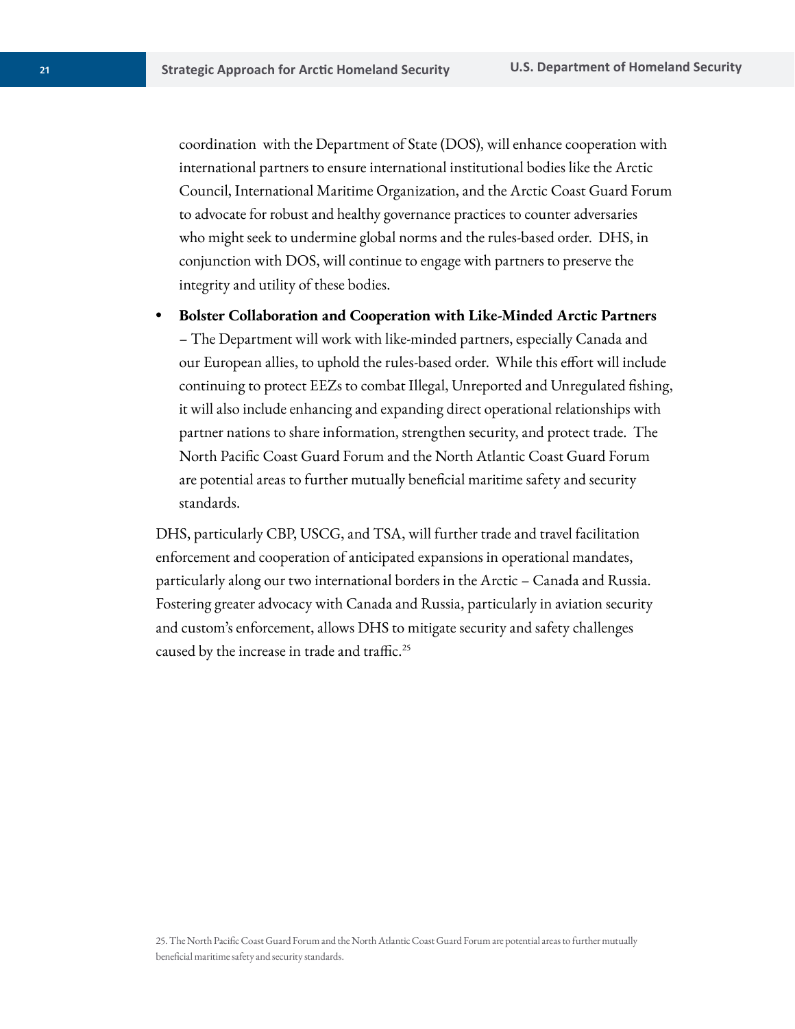coordination with the Department of State (DOS), will enhance cooperation with international partners to ensure international institutional bodies like the Arctic Council, International Maritime Organization, and the Arctic Coast Guard Forum to advocate for robust and healthy governance practices to counter adversaries who might seek to undermine global norms and the rules-based order. DHS, in conjunction with DOS, will continue to engage with partners to preserve the integrity and utility of these bodies.

- **Bolster Collaboration and Cooperation with Like-Minded Arctic Partners** – The Department will work with like-minded partners, especially Canada and our European allies, to uphold the rules-based order. While this effort will include continuing to protect EEZs to combat Illegal, Unreported and Unregulated fishing, it will also include enhancing and expanding direct operational relationships with partner nations to share information, strengthen security, and protect trade. The North Pacific Coast Guard Forum and the North Atlantic Coast Guard Forum are potential areas to further mutually beneficial maritime safety and security standards.

DHS, particularly CBP, USCG, and TSA, will further trade and travel facilitation enforcement and cooperation of anticipated expansions in operational mandates, particularly along our two international borders in the Arctic – Canada and Russia. Fostering greater advocacy with Canada and Russia, particularly in aviation security and custom's enforcement, allows DHS to mitigate security and safety challenges caused by the increase in trade and traffic.[25]

25. The North Pacific Coast Guard Forum and the North Atlantic Coast Guard Forum are potential areas to further mutually beneficial maritime safety and security standards.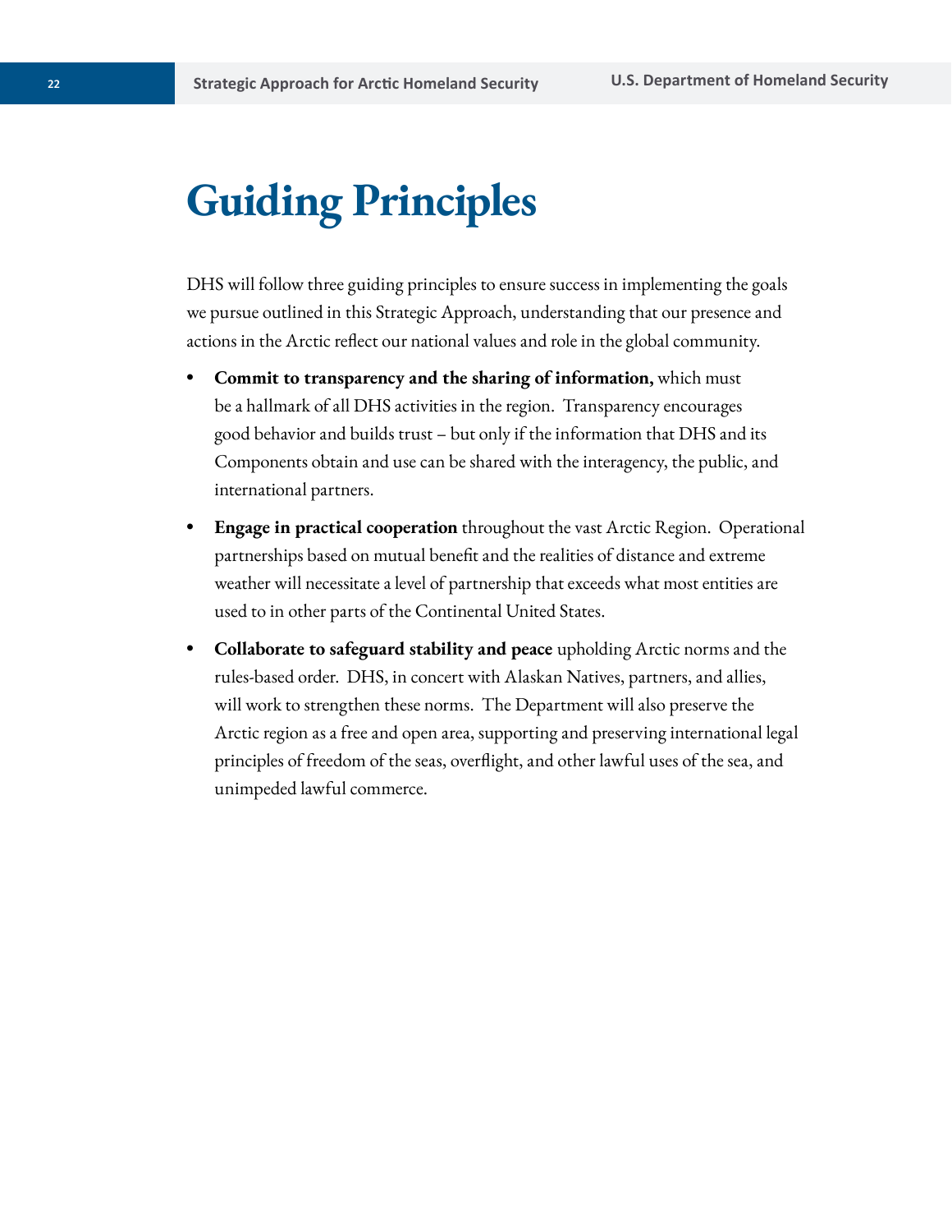# Guiding Principles

DHS will follow three guiding principles to ensure success in implementing the goals we pursue outlined in this Strategic Approach, understanding that our presence and actions in the Arctic reflect our national values and role in the global community.

- **Commit to transparency and the sharing of information,** which must be a hallmark of all DHS activities in the region. Transparency encourages good behavior and builds trust – but only if the information that DHS and its Components obtain and use can be shared with the interagency, the public, and international partners.
- **Engage in practical cooperation** throughout the vast Arctic Region. Operational partnerships based on mutual benefit and the realities of distance and extreme weather will necessitate a level of partnership that exceeds what most entities are used to in other parts of the Continental United States.
- **Collaborate to safeguard stability and peace** upholding Arctic norms and the rules-based order. DHS, in concert with Alaskan Natives, partners, and allies, will work to strengthen these norms. The Department will also preserve the Arctic region as a free and open area, supporting and preserving international legal principles of freedom of the seas, overflight, and other lawful uses of the sea, and unimpeded lawful commerce.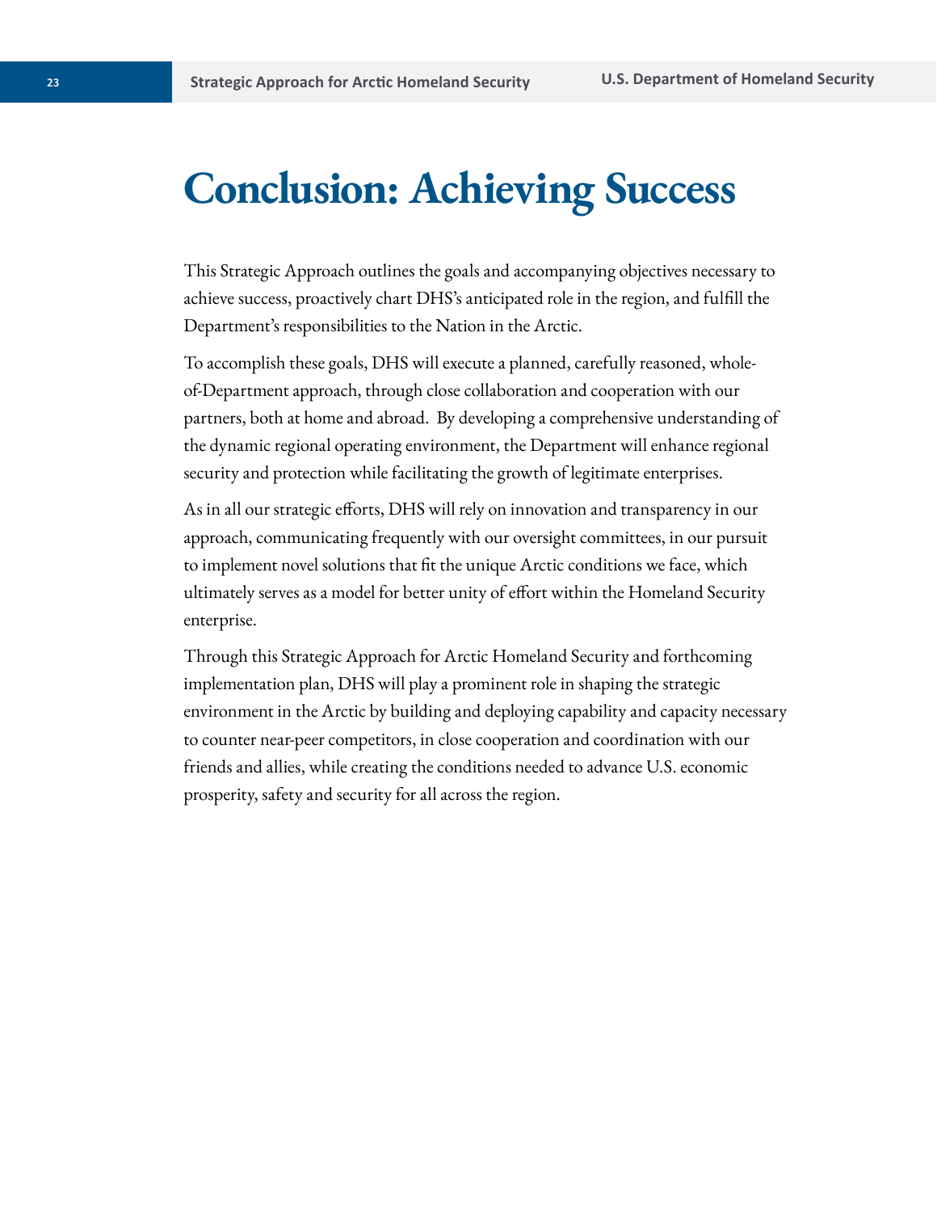# Conclusion: Achieving Success

This Strategic Approach outlines the goals and accompanying objectives necessary to achieve success, proactively chart DHS's anticipated role in the region, and fulfill the Department's responsibilities to the Nation in the Arctic.

To accomplish these goals, DHS will execute a planned, carefully reasoned, whole-of-Department approach, through close collaboration and cooperation with our partners, both at home and abroad. By developing a comprehensive understanding of the dynamic regional operating environment, the Department will enhance regional security and protection while facilitating the growth of legitimate enterprises.

As in all our strategic efforts, DHS will rely on innovation and transparency in our approach, communicating frequently with our oversight committees, in our pursuit to implement novel solutions that fit the unique Arctic conditions we face, which ultimately serves as a model for better unity of effort within the Homeland Security enterprise.

Through this Strategic Approach for Arctic Homeland Security and forthcoming implementation plan, DHS will play a prominent role in shaping the strategic environment in the Arctic by building and deploying capability and capacity necessary to counter near-peer competitors, in close cooperation and coordination with our friends and allies, while creating the conditions needed to advance U.S. economic prosperity, safety and security for all across the region.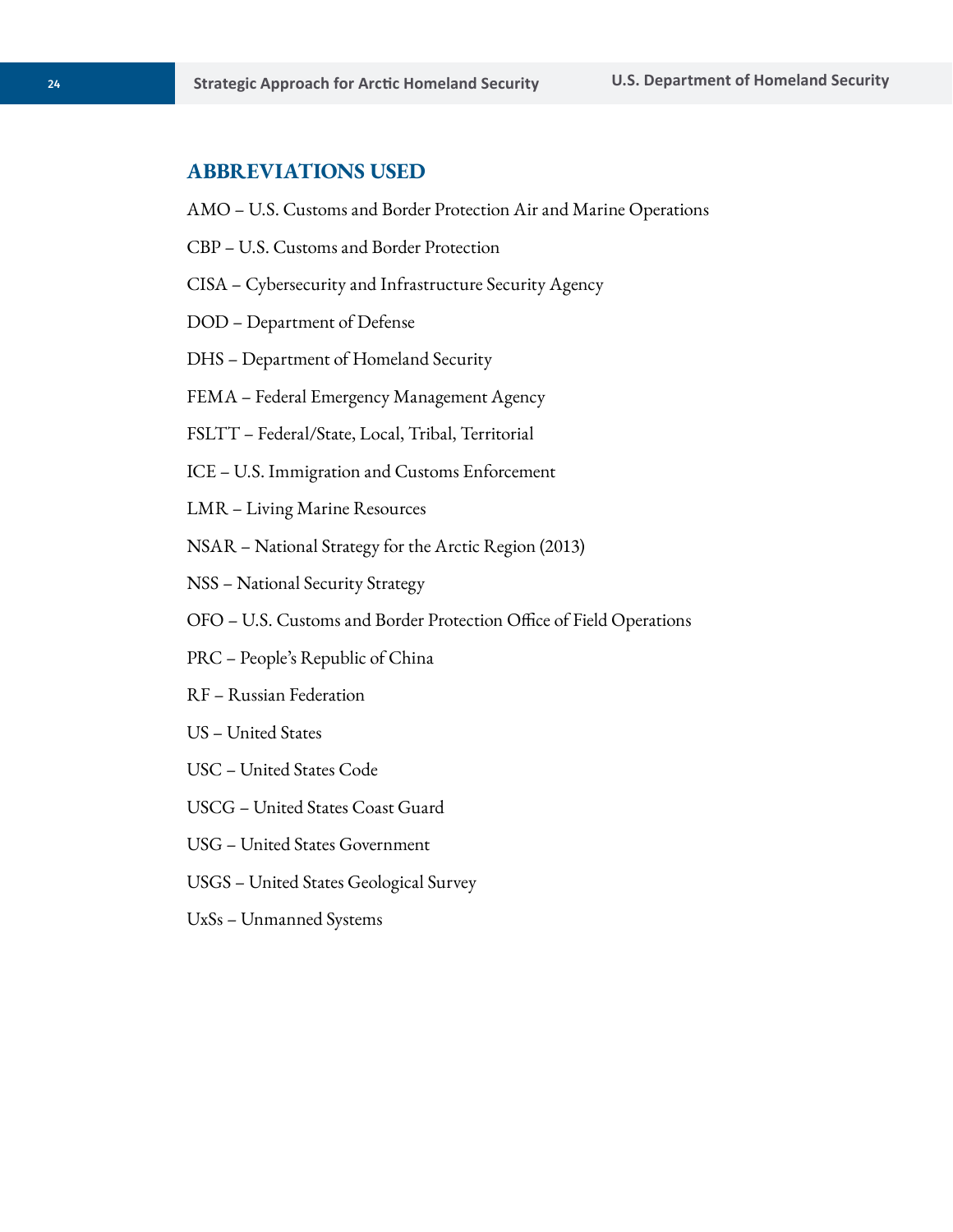## ABBREVIATIONS USED

AMO – U.S. Customs and Border Protection Air and Marine Operations

CBP – U.S. Customs and Border Protection

CISA – Cybersecurity and Infrastructure Security Agency

DOD – Department of Defense

DHS – Department of Homeland Security

FEMA – Federal Emergency Management Agency

FSLTT – Federal/State, Local, Tribal, Territorial

ICE – U.S. Immigration and Customs Enforcement

LMR – Living Marine Resources

NSAR – National Strategy for the Arctic Region (2013)

NSS – National Security Strategy

OFO – U.S. Customs and Border Protection Office of Field Operations

PRC – People's Republic of China

RF – Russian Federation

US – United States

USC – United States Code

USCG – United States Coast Guard

USG – United States Government

USGS – United States Geological Survey

UxSs – Unmanned Systems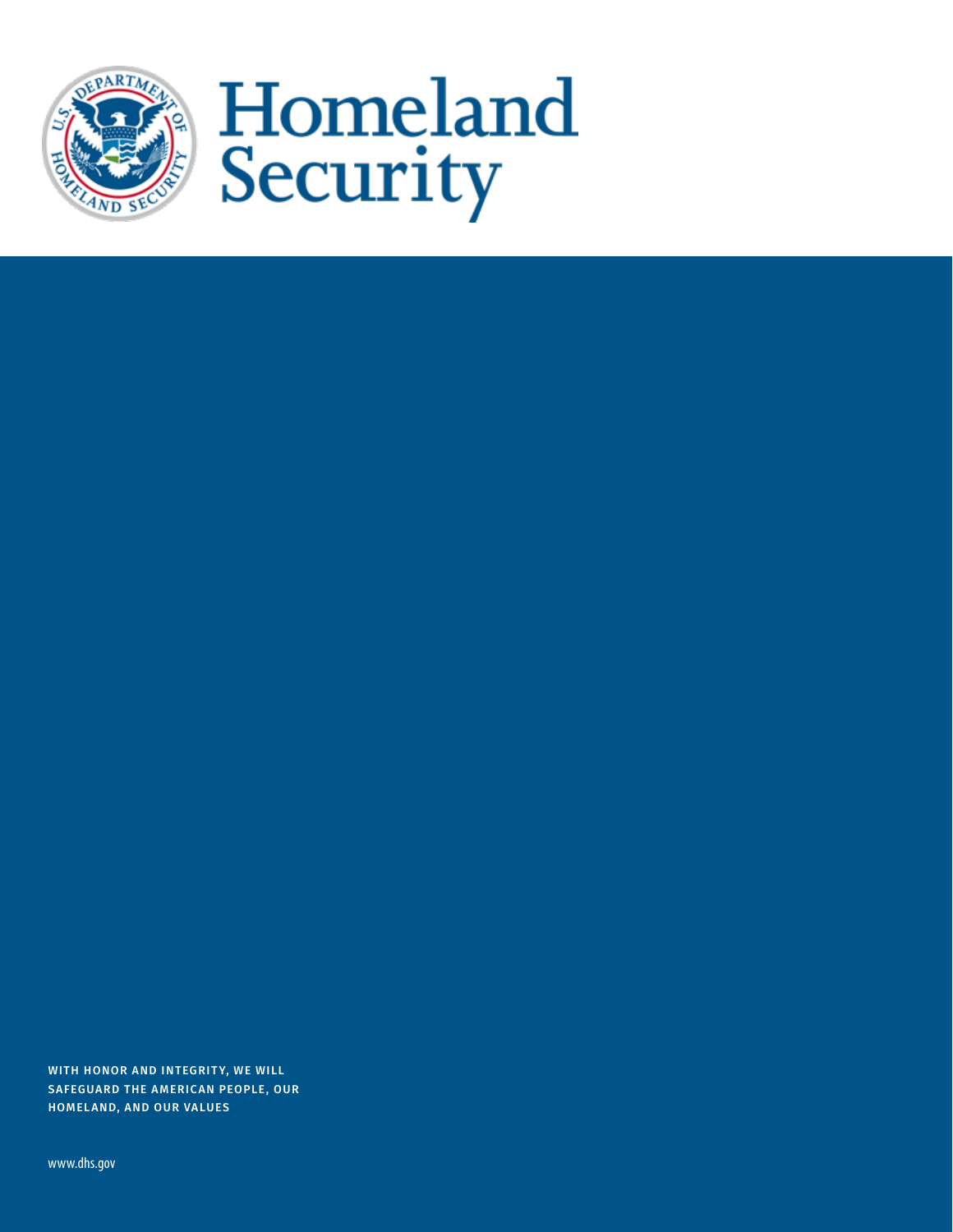# Homeland Security

**WITH HONOR AND INTEGRITY, WE WILL SAFEGUARD THE AMERICAN PEOPLE, OUR HOMELAND, AND OUR VALUES**

www.dhs.gov